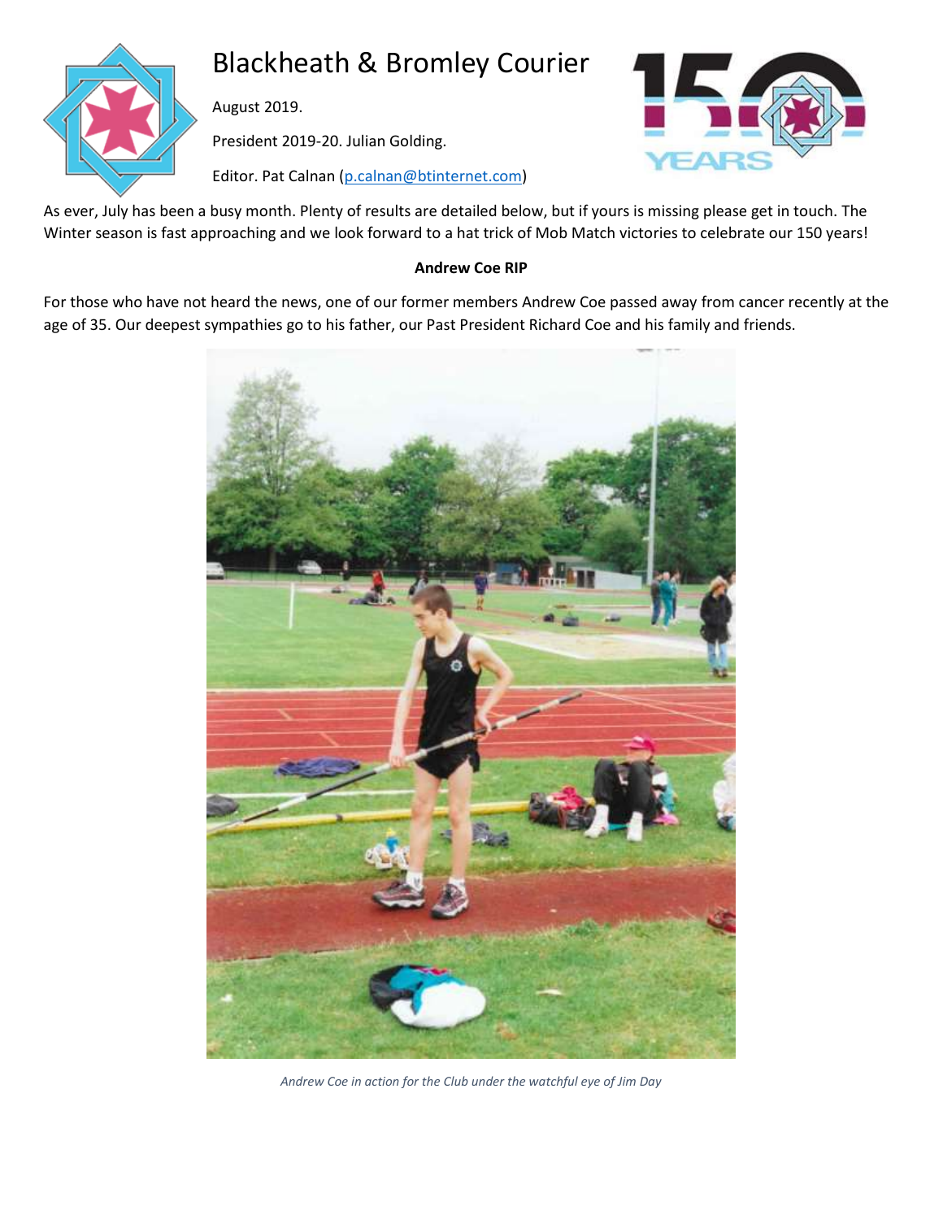# Blackheath & Bromley Courier

August 2019.

President 2019-20. Julian Golding.

Editor. Pat Calnan (p.calnan@btinternet.com)

As ever, July has been a busy month. Plenty of results are detailed below, but if yours is missing please get in touch. The Winter season is fast approaching and we look forward to a hat trick of Mob Match victories to celebrate our 150 years!

**Andrew Coe RIP**

For those who have not heard the news, one of our former members Andrew Coe passed away from cancer recently at the age of 35. Our deepest sympathies go to his father, our Past President Richard Coe and his family and friends.

*Andrew Coe in action for the Club under the watchful eye of Jim Day*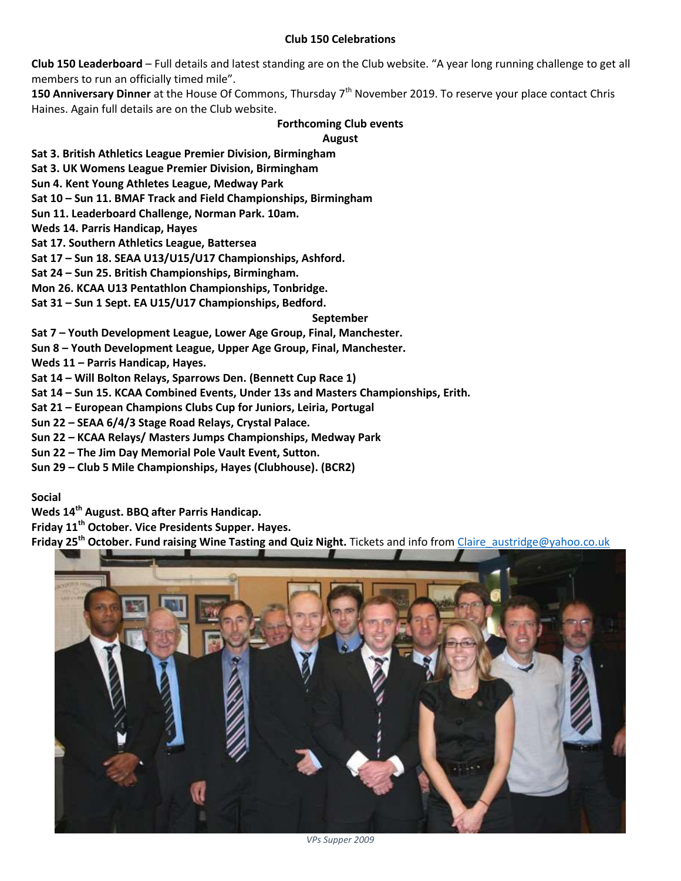## Club 150 Celebrations

**Club 150 Leaderboard** – Full details and latest standing are on the Club website. "A year long running challenge to get all members to run an officially timed mile".

**150 Anniversary Dinner** at the House Of Commons, Thursday 7th November 2019. To reserve your place contact Chris Haines. Again full details are on the Club website.

### Forthcoming Club events

#### August

**Sat 3. British Athletics League Premier Division, Birmingham**
**Sat 3. UK Womens League Premier Division, Birmingham**
**Sun 4. Kent Young Athletes League, Medway Park**
**Sat 10 – Sun 11. BMAF Track and Field Championships, Birmingham**
**Sun 11. Leaderboard Challenge, Norman Park. 10am.**
**Weds 14. Parris Handicap, Hayes**
**Sat 17. Southern Athletics League, Battersea**
**Sat 17 – Sun 18. SEAA U13/U15/U17 Championships, Ashford.**
**Sat 24 – Sun 25. British Championships, Birmingham.**
**Mon 26. KCAA U13 Pentathlon Championships, Tonbridge.**
**Sat 31 – Sun 1 Sept. EA U15/U17 Championships, Bedford.**

#### September

**Sat 7 – Youth Development League, Lower Age Group, Final, Manchester.**
**Sun 8 – Youth Development League, Upper Age Group, Final, Manchester.**
**Weds 11 – Parris Handicap, Hayes.**
**Sat 14 – Will Bolton Relays, Sparrows Den. (Bennett Cup Race 1)**
**Sat 14 – Sun 15. KCAA Combined Events, Under 13s and Masters Championships, Erith.**
**Sat 21 – European Champions Clubs Cup for Juniors, Leiria, Portugal**
**Sun 22 – SEAA 6/4/3 Stage Road Relays, Crystal Palace.**
**Sun 22 – KCAA Relays/ Masters Jumps Championships, Medway Park**
**Sun 22 – The Jim Day Memorial Pole Vault Event, Sutton.**
**Sun 29 – Club 5 Mile Championships, Hayes (Clubhouse). (BCR2)**

### Social

**Weds 14th August. BBQ after Parris Handicap.**
**Friday 11th October. Vice Presidents Supper. Hayes.**
**Friday 25th October. Fund raising Wine Tasting and Quiz Night.** Tickets and info from Claire_austridge@yahoo.co.uk

*VPs Supper 2009*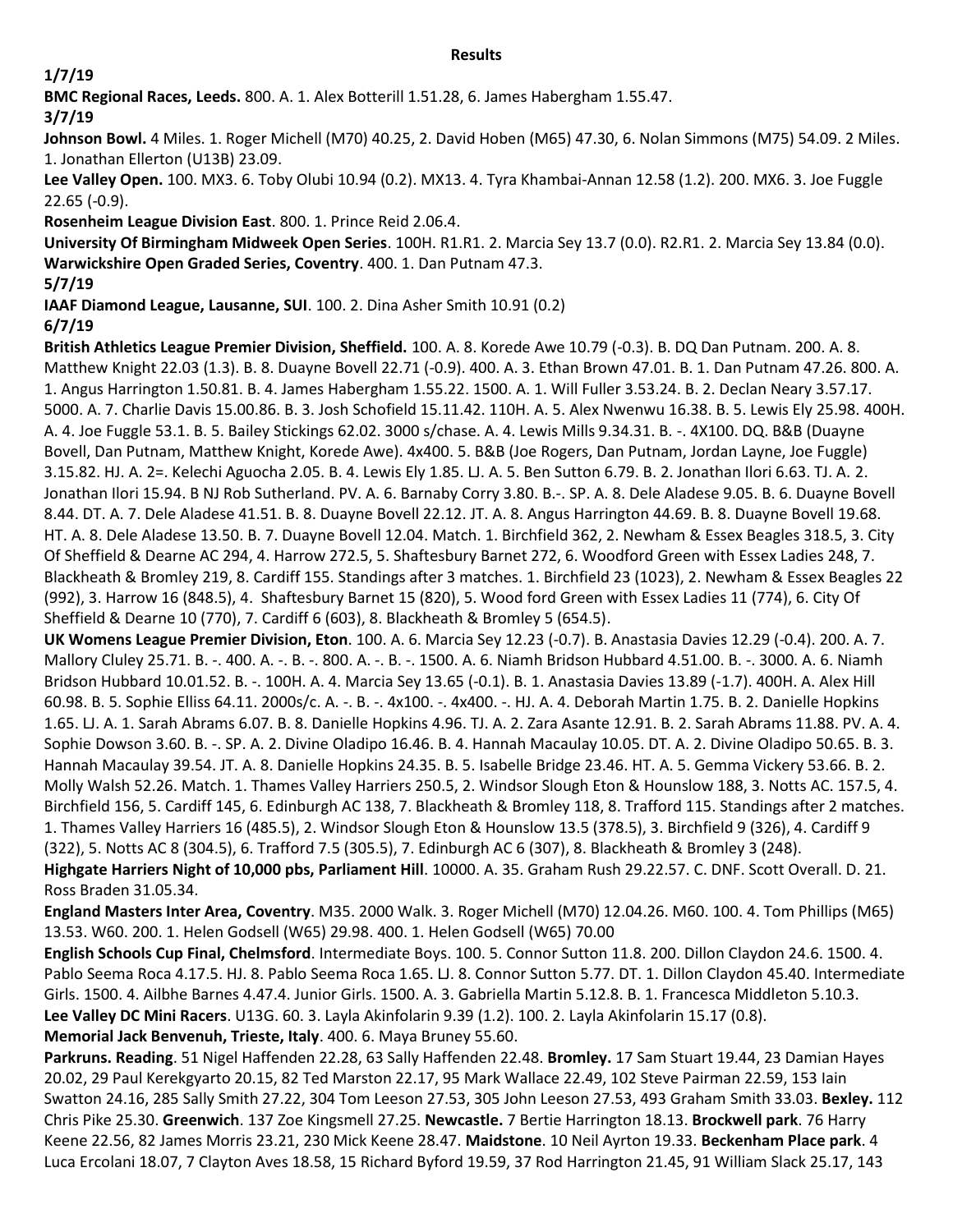**Results**

**1/7/19**

**BMC Regional Races, Leeds.** 800. A. 1. Alex Botterill 1.51.28, 6. James Habergham 1.55.47.

**3/7/19**

**Johnson Bowl.** 4 Miles. 1. Roger Michell (M70) 40.25, 2. David Hoben (M65) 47.30, 6. Nolan Simmons (M75) 54.09. 2 Miles. 1. Jonathan Ellerton (U13B) 23.09.

**Lee Valley Open.** 100. MX3. 6. Toby Olubi 10.94 (0.2). MX13. 4. Tyra Khambai-Annan 12.58 (1.2). 200. MX6. 3. Joe Fuggle 22.65 (-0.9).

**Rosenheim League Division East**. 800. 1. Prince Reid 2.06.4.

**University Of Birmingham Midweek Open Series**. 100H. R1.R1. 2. Marcia Sey 13.7 (0.0). R2.R1. 2. Marcia Sey 13.84 (0.0).

**Warwickshire Open Graded Series, Coventry**. 400. 1. Dan Putnam 47.3.

**5/7/19**

**IAAF Diamond League, Lausanne, SUI**. 100. 2. Dina Asher Smith 10.91 (0.2)

**6/7/19**

**British Athletics League Premier Division, Sheffield.** 100. A. 8. Korede Awe 10.79 (-0.3). B. DQ Dan Putnam. 200. A. 8. Matthew Knight 22.03 (1.3). B. 8. Duayne Bovell 22.71 (-0.9). 400. A. 3. Ethan Brown 47.01. B. 1. Dan Putnam 47.26. 800. A. 1. Angus Harrington 1.50.81. B. 4. James Habergham 1.55.22. 1500. A. 1. Will Fuller 3.53.24. B. 2. Declan Neary 3.57.17. 5000. A. 7. Charlie Davis 15.00.86. B. 3. Josh Schofield 15.11.42. 110H. A. 5. Alex Nwenwu 16.38. B. 5. Lewis Ely 25.98. 400H. A. 4. Joe Fuggle 53.1. B. 5. Bailey Stickings 62.02. 3000 s/chase. A. 4. Lewis Mills 9.34.31. B. -. 4X100. DQ. B&B (Duayne Bovell, Dan Putnam, Matthew Knight, Korede Awe). 4x400. 5. B&B (Joe Rogers, Dan Putnam, Jordan Layne, Joe Fuggle) 3.15.82. HJ. A. 2=. Kelechi Aguocha 2.05. B. 4. Lewis Ely 1.85. LJ. A. 5. Ben Sutton 6.79. B. 2. Jonathan Ilori 6.63. TJ. A. 2. Jonathan Ilori 15.94. B NJ Rob Sutherland. PV. A. 6. Barnaby Corry 3.80. B.-. SP. A. 8. Dele Aladese 9.05. B. 6. Duayne Bovell 8.44. DT. A. 7. Dele Aladese 41.51. B. 8. Duayne Bovell 22.12. JT. A. 8. Angus Harrington 44.69. B. 8. Duayne Bovell 19.68. HT. A. 8. Dele Aladese 13.50. B. 7. Duayne Bovell 12.04. Match. 1. Birchfield 362, 2. Newham & Essex Beagles 318.5, 3. City Of Sheffield & Dearne AC 294, 4. Harrow 272.5, 5. Shaftesbury Barnet 272, 6. Woodford Green with Essex Ladies 248, 7. Blackheath & Bromley 219, 8. Cardiff 155. Standings after 3 matches. 1. Birchfield 23 (1023), 2. Newham & Essex Beagles 22 (992), 3. Harrow 16 (848.5), 4. Shaftesbury Barnet 15 (820), 5. Wood ford Green with Essex Ladies 11 (774), 6. City Of Sheffield & Dearne 10 (770), 7. Cardiff 6 (603), 8. Blackheath & Bromley 5 (654.5).

**UK Womens League Premier Division, Eton**. 100. A. 6. Marcia Sey 12.23 (-0.7). B. Anastasia Davies 12.29 (-0.4). 200. A. 7. Mallory Cluley 25.71. B. -. 400. A. -. B. -. 800. A. -. B. -. 1500. A. 6. Niamh Bridson Hubbard 4.51.00. B. -. 3000. A. 6. Niamh Bridson Hubbard 10.01.52. B. -. 100H. A. 4. Marcia Sey 13.65 (-0.1). B. 1. Anastasia Davies 13.89 (-1.7). 400H. A. Alex Hill 60.98. B. 5. Sophie Elliss 64.11. 2000s/c. A. -. B. -. 4x100. -. 4x400. -. HJ. A. 4. Deborah Martin 1.75. B. 2. Danielle Hopkins 1.65. LJ. A. 1. Sarah Abrams 6.07. B. 8. Danielle Hopkins 4.96. TJ. A. 2. Zara Asante 12.91. B. 2. Sarah Abrams 11.88. PV. A. 4. Sophie Dowson 3.60. B. -. SP. A. 2. Divine Oladipo 16.46. B. 4. Hannah Macaulay 10.05. DT. A. 2. Divine Oladipo 50.65. B. 3. Hannah Macaulay 39.54. JT. A. 8. Danielle Hopkins 24.35. B. 5. Isabelle Bridge 23.46. HT. A. 5. Gemma Vickery 53.66. B. 2. Molly Walsh 52.26. Match. 1. Thames Valley Harriers 250.5, 2. Windsor Slough Eton & Hounslow 188, 3. Notts AC. 157.5, 4. Birchfield 156, 5. Cardiff 145, 6. Edinburgh AC 138, 7. Blackheath & Bromley 118, 8. Trafford 115. Standings after 2 matches. 1. Thames Valley Harriers 16 (485.5), 2. Windsor Slough Eton & Hounslow 13.5 (378.5), 3. Birchfield 9 (326), 4. Cardiff 9 (322), 5. Notts AC 8 (304.5), 6. Trafford 7.5 (305.5), 7. Edinburgh AC 6 (307), 8. Blackheath & Bromley 3 (248).

**Highgate Harriers Night of 10,000 pbs, Parliament Hill**. 10000. A. 35. Graham Rush 29.22.57. C. DNF. Scott Overall. D. 21. Ross Braden 31.05.34.

**England Masters Inter Area, Coventry**. M35. 2000 Walk. 3. Roger Michell (M70) 12.04.26. M60. 100. 4. Tom Phillips (M65) 13.53. W60. 200. 1. Helen Godsell (W65) 29.98. 400. 1. Helen Godsell (W65) 70.00

**English Schools Cup Final, Chelmsford**. Intermediate Boys. 100. 5. Connor Sutton 11.8. 200. Dillon Claydon 24.6. 1500. 4. Pablo Seema Roca 4.17.5. HJ. 8. Pablo Seema Roca 1.65. LJ. 8. Connor Sutton 5.77. DT. 1. Dillon Claydon 45.40. Intermediate Girls. 1500. 4. Ailbhe Barnes 4.47.4. Junior Girls. 1500. A. 3. Gabriella Martin 5.12.8. B. 1. Francesca Middleton 5.10.3.

**Lee Valley DC Mini Racers**. U13G. 60. 3. Layla Akinfolarin 9.39 (1.2). 100. 2. Layla Akinfolarin 15.17 (0.8).

**Memorial Jack Benvenuh, Trieste, Italy**. 400. 6. Maya Bruney 55.60.

**Parkruns. Reading**. 51 Nigel Haffenden 22.28, 63 Sally Haffenden 22.48. **Bromley.** 17 Sam Stuart 19.44, 23 Damian Hayes 20.02, 29 Paul Kerekgyarto 20.15, 82 Ted Marston 22.17, 95 Mark Wallace 22.49, 102 Steve Pairman 22.59, 153 Iain Swatton 24.16, 285 Sally Smith 27.22, 304 Tom Leeson 27.53, 305 John Leeson 27.53, 493 Graham Smith 33.03. **Bexley.** 112 Chris Pike 25.30. **Greenwich**. 137 Zoe Kingsmell 27.25. **Newcastle.** 7 Bertie Harrington 18.13. **Brockwell park**. 76 Harry Keene 22.56, 82 James Morris 23.21, 230 Mick Keene 28.47. **Maidstone**. 10 Neil Ayrton 19.33. **Beckenham Place park**. 4 Luca Ercolani 18.07, 7 Clayton Aves 18.58, 15 Richard Byford 19.59, 37 Rod Harrington 21.45, 91 William Slack 25.17, 143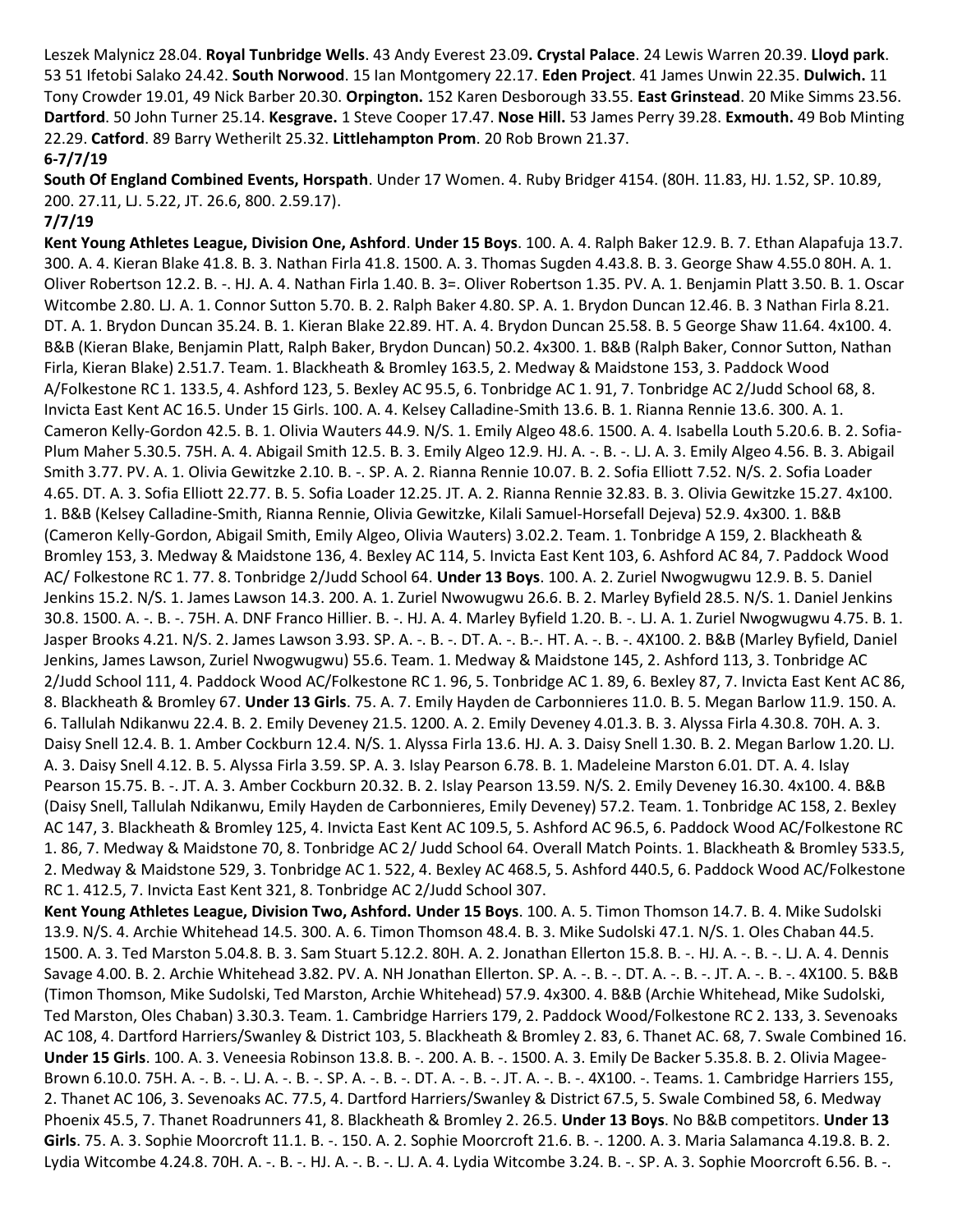Leszek Malynicz 28.04. **Royal Tunbridge Wells**. 43 Andy Everest 23.09**. Crystal Palace**. 24 Lewis Warren 20.39. **Lloyd park**. 53 51 Ifetobi Salako 24.42. **South Norwood**. 15 Ian Montgomery 22.17. **Eden Project**. 41 James Unwin 22.35. **Dulwich.** 11 Tony Crowder 19.01, 49 Nick Barber 20.30. **Orpington.** 152 Karen Desborough 33.55. **East Grinstead**. 20 Mike Simms 23.56. **Dartford**. 50 John Turner 25.14. **Kesgrave.** 1 Steve Cooper 17.47. **Nose Hill.** 53 James Perry 39.28. **Exmouth.** 49 Bob Minting 22.29. **Catford**. 89 Barry Wetherilt 25.32. **Littlehampton Prom**. 20 Rob Brown 21.37.

**6-7/7/19**

**South Of England Combined Events, Horspath**. Under 17 Women. 4. Ruby Bridger 4154. (80H. 11.83, HJ. 1.52, SP. 10.89, 200. 27.11, LJ. 5.22, JT. 26.6, 800. 2.59.17).

**7/7/19**

**Kent Young Athletes League, Division One, Ashford**. **Under 15 Boys**. 100. A. 4. Ralph Baker 12.9. B. 7. Ethan Alapafuja 13.7. 300. A. 4. Kieran Blake 41.8. B. 3. Nathan Firla 41.8. 1500. A. 3. Thomas Sugden 4.43.8. B. 3. George Shaw 4.55.0 80H. A. 1. Oliver Robertson 12.2. B. -. HJ. A. 4. Nathan Firla 1.40. B. 3=. Oliver Robertson 1.35. PV. A. 1. Benjamin Platt 3.50. B. 1. Oscar Witcombe 2.80. LJ. A. 1. Connor Sutton 5.70. B. 2. Ralph Baker 4.80. SP. A. 1. Brydon Duncan 12.46. B. 3 Nathan Firla 8.21. DT. A. 1. Brydon Duncan 35.24. B. 1. Kieran Blake 22.89. HT. A. 4. Brydon Duncan 25.58. B. 5 George Shaw 11.64. 4x100. 4. B&B (Kieran Blake, Benjamin Platt, Ralph Baker, Brydon Duncan) 50.2. 4x300. 1. B&B (Ralph Baker, Connor Sutton, Nathan Firla, Kieran Blake) 2.51.7. Team. 1. Blackheath & Bromley 163.5, 2. Medway & Maidstone 153, 3. Paddock Wood A/Folkestone RC 1. 133.5, 4. Ashford 123, 5. Bexley AC 95.5, 6. Tonbridge AC 1. 91, 7. Tonbridge AC 2/Judd School 68, 8. Invicta East Kent AC 16.5. Under 15 Girls. 100. A. 4. Kelsey Calladine-Smith 13.6. B. 1. Rianna Rennie 13.6. 300. A. 1. Cameron Kelly-Gordon 42.5. B. 1. Olivia Wauters 44.9. N/S. 1. Emily Algeo 48.6. 1500. A. 4. Isabella Louth 5.20.6. B. 2. Sofia-Plum Maher 5.30.5. 75H. A. 4. Abigail Smith 12.5. B. 3. Emily Algeo 12.9. HJ. A. -. B. -. LJ. A. 3. Emily Algeo 4.56. B. 3. Abigail Smith 3.77. PV. A. 1. Olivia Gewitzke 2.10. B. -. SP. A. 2. Rianna Rennie 10.07. B. 2. Sofia Elliott 7.52. N/S. 2. Sofia Loader 4.65. DT. A. 3. Sofia Elliott 22.77. B. 5. Sofia Loader 12.25. JT. A. 2. Rianna Rennie 32.83. B. 3. Olivia Gewitzke 15.27. 4x100. 1. B&B (Kelsey Calladine-Smith, Rianna Rennie, Olivia Gewitzke, Kilali Samuel-Horsefall Dejeva) 52.9. 4x300. 1. B&B (Cameron Kelly-Gordon, Abigail Smith, Emily Algeo, Olivia Wauters) 3.02.2. Team. 1. Tonbridge A 159, 2. Blackheath & Bromley 153, 3. Medway & Maidstone 136, 4. Bexley AC 114, 5. Invicta East Kent 103, 6. Ashford AC 84, 7. Paddock Wood AC/ Folkestone RC 1. 77. 8. Tonbridge 2/Judd School 64. **Under 13 Boys**. 100. A. 2. Zuriel Nwogwugwu 12.9. B. 5. Daniel Jenkins 15.2. N/S. 1. James Lawson 14.3. 200. A. 1. Zuriel Nwowugwu 26.6. B. 2. Marley Byfield 28.5. N/S. 1. Daniel Jenkins 30.8. 1500. A. -. B. -. 75H. A. DNF Franco Hillier. B. -. HJ. A. 4. Marley Byfield 1.20. B. -. LJ. A. 1. Zuriel Nwogwugwu 4.75. B. 1. Jasper Brooks 4.21. N/S. 2. James Lawson 3.93. SP. A. -. B. -. DT. A. -. B.-. HT. A. -. B. -. 4X100. 2. B&B (Marley Byfield, Daniel Jenkins, James Lawson, Zuriel Nwogwugwu) 55.6. Team. 1. Medway & Maidstone 145, 2. Ashford 113, 3. Tonbridge AC 2/Judd School 111, 4. Paddock Wood AC/Folkestone RC 1. 96, 5. Tonbridge AC 1. 89, 6. Bexley 87, 7. Invicta East Kent AC 86, 8. Blackheath & Bromley 67. **Under 13 Girls**. 75. A. 7. Emily Hayden de Carbonnieres 11.0. B. 5. Megan Barlow 11.9. 150. A. 6. Tallulah Ndikanwu 22.4. B. 2. Emily Deveney 21.5. 1200. A. 2. Emily Deveney 4.01.3. B. 3. Alyssa Firla 4.30.8. 70H. A. 3. Daisy Snell 12.4. B. 1. Amber Cockburn 12.4. N/S. 1. Alyssa Firla 13.6. HJ. A. 3. Daisy Snell 1.30. B. 2. Megan Barlow 1.20. LJ. A. 3. Daisy Snell 4.12. B. 5. Alyssa Firla 3.59. SP. A. 3. Islay Pearson 6.78. B. 1. Madeleine Marston 6.01. DT. A. 4. Islay Pearson 15.75. B. -. JT. A. 3. Amber Cockburn 20.32. B. 2. Islay Pearson 13.59. N/S. 2. Emily Deveney 16.30. 4x100. 4. B&B (Daisy Snell, Tallulah Ndikanwu, Emily Hayden de Carbonnieres, Emily Deveney) 57.2. Team. 1. Tonbridge AC 158, 2. Bexley AC 147, 3. Blackheath & Bromley 125, 4. Invicta East Kent AC 109.5, 5. Ashford AC 96.5, 6. Paddock Wood AC/Folkestone RC 1. 86, 7. Medway & Maidstone 70, 8. Tonbridge AC 2/ Judd School 64. Overall Match Points. 1. Blackheath & Bromley 533.5, 2. Medway & Maidstone 529, 3. Tonbridge AC 1. 522, 4. Bexley AC 468.5, 5. Ashford 440.5, 6. Paddock Wood AC/Folkestone RC 1. 412.5, 7. Invicta East Kent 321, 8. Tonbridge AC 2/Judd School 307.

**Kent Young Athletes League, Division Two, Ashford. Under 15 Boys**. 100. A. 5. Timon Thomson 14.7. B. 4. Mike Sudolski 13.9. N/S. 4. Archie Whitehead 14.5. 300. A. 6. Timon Thomson 48.4. B. 3. Mike Sudolski 47.1. N/S. 1. Oles Chaban 44.5. 1500. A. 3. Ted Marston 5.04.8. B. 3. Sam Stuart 5.12.2. 80H. A. 2. Jonathan Ellerton 15.8. B. -. HJ. A. -. B. -. LJ. A. 4. Dennis Savage 4.00. B. 2. Archie Whitehead 3.82. PV. A. NH Jonathan Ellerton. SP. A. -. B. -. DT. A. -. B. -. JT. A. -. B. -. 4X100. 5. B&B (Timon Thomson, Mike Sudolski, Ted Marston, Archie Whitehead) 57.9. 4x300. 4. B&B (Archie Whitehead, Mike Sudolski, Ted Marston, Oles Chaban) 3.30.3. Team. 1. Cambridge Harriers 179, 2. Paddock Wood/Folkestone RC 2. 133, 3. Sevenoaks AC 108, 4. Dartford Harriers/Swanley & District 103, 5. Blackheath & Bromley 2. 83, 6. Thanet AC. 68, 7. Swale Combined 16. **Under 15 Girls**. 100. A. 3. Veneesia Robinson 13.8. B. -. 200. A. B. -. 1500. A. 3. Emily De Backer 5.35.8. B. 2. Olivia Magee-Brown 6.10.0. 75H. A. -. B. -. LJ. A. -. B. -. SP. A. -. B. -. DT. A. -. B. -. JT. A. -. B. -. 4X100. -. Teams. 1. Cambridge Harriers 155, 2. Thanet AC 106, 3. Sevenoaks AC. 77.5, 4. Dartford Harriers/Swanley & District 67.5, 5. Swale Combined 58, 6. Medway Phoenix 45.5, 7. Thanet Roadrunners 41, 8. Blackheath & Bromley 2. 26.5. **Under 13 Boys**. No B&B competitors. **Under 13 Girls**. 75. A. 3. Sophie Moorcroft 11.1. B. -. 150. A. 2. Sophie Moorcroft 21.6. B. -. 1200. A. 3. Maria Salamanca 4.19.8. B. 2. Lydia Witcombe 4.24.8. 70H. A. -. B. -. HJ. A. -. B. -. LJ. A. 4. Lydia Witcombe 3.24. B. -. SP. A. 3. Sophie Moorcroft 6.56. B. -.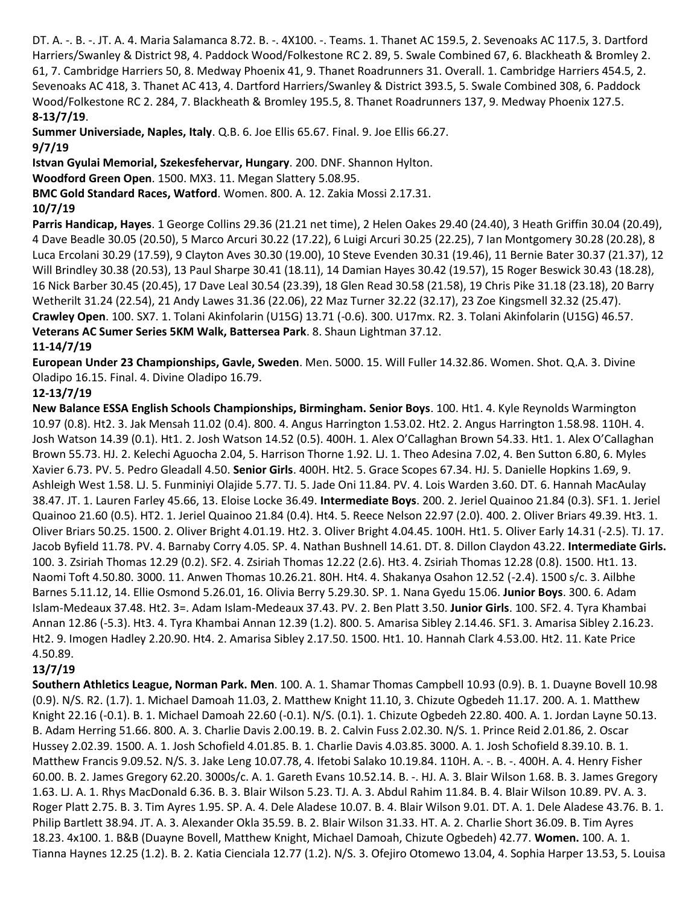DT. A. -. B. -. JT. A. 4. Maria Salamanca 8.72. B. -. 4X100. -. Teams. 1. Thanet AC 159.5, 2. Sevenoaks AC 117.5, 3. Dartford Harriers/Swanley & District 98, 4. Paddock Wood/Folkestone RC 2. 89, 5. Swale Combined 67, 6. Blackheath & Bromley 2. 61, 7. Cambridge Harriers 50, 8. Medway Phoenix 41, 9. Thanet Roadrunners 31. Overall. 1. Cambridge Harriers 454.5, 2. Sevenoaks AC 418, 3. Thanet AC 413, 4. Dartford Harriers/Swanley & District 393.5, 5. Swale Combined 308, 6. Paddock Wood/Folkestone RC 2. 284, 7. Blackheath & Bromley 195.5, 8. Thanet Roadrunners 137, 9. Medway Phoenix 127.5.

**8-13/7/19**.

**Summer Universiade, Naples, Italy**. Q.B. 6. Joe Ellis 65.67. Final. 9. Joe Ellis 66.27.

**9/7/19**

**Istvan Gyulai Memorial, Szekesfehervar, Hungary**. 200. DNF. Shannon Hylton.

**Woodford Green Open**. 1500. MX3. 11. Megan Slattery 5.08.95.

**BMC Gold Standard Races, Watford**. Women. 800. A. 12. Zakia Mossi 2.17.31.

**10/7/19**

**Parris Handicap, Hayes**. 1 George Collins 29.36 (21.21 net time), 2 Helen Oakes 29.40 (24.40), 3 Heath Griffin 30.04 (20.49), 4 Dave Beadle 30.05 (20.50), 5 Marco Arcuri 30.22 (17.22), 6 Luigi Arcuri 30.25 (22.25), 7 Ian Montgomery 30.28 (20.28), 8 Luca Ercolani 30.29 (17.59), 9 Clayton Aves 30.30 (19.00), 10 Steve Evenden 30.31 (19.46), 11 Bernie Bater 30.37 (21.37), 12 Will Brindley 30.38 (20.53), 13 Paul Sharpe 30.41 (18.11), 14 Damian Hayes 30.42 (19.57), 15 Roger Beswick 30.43 (18.28), 16 Nick Barber 30.45 (20.45), 17 Dave Leal 30.54 (23.39), 18 Glen Read 30.58 (21.58), 19 Chris Pike 31.18 (23.18), 20 Barry Wetherilt 31.24 (22.54), 21 Andy Lawes 31.36 (22.06), 22 Maz Turner 32.22 (32.17), 23 Zoe Kingsmell 32.32 (25.47).

**Crawley Open**. 100. SX7. 1. Tolani Akinfolarin (U15G) 13.71 (-0.6). 300. U17mx. R2. 3. Tolani Akinfolarin (U15G) 46.57.

**Veterans AC Sumer Series 5KM Walk, Battersea Park**. 8. Shaun Lightman 37.12.

**11-14/7/19**

**European Under 23 Championships, Gavle, Sweden**. Men. 5000. 15. Will Fuller 14.32.86. Women. Shot. Q.A. 3. Divine Oladipo 16.15. Final. 4. Divine Oladipo 16.79.

**12-13/7/19**

**New Balance ESSA English Schools Championships, Birmingham. Senior Boys**. 100. Ht1. 4. Kyle Reynolds Warmington 10.97 (0.8). Ht2. 3. Jak Mensah 11.02 (0.4). 800. 4. Angus Harrington 1.53.02. Ht2. 2. Angus Harrington 1.58.98. 110H. 4. Josh Watson 14.39 (0.1). Ht1. 2. Josh Watson 14.52 (0.5). 400H. 1. Alex O'Callaghan Brown 54.33. Ht1. 1. Alex O'Callaghan Brown 55.73. HJ. 2. Kelechi Aguocha 2.04, 5. Harrison Thorne 1.92. LJ. 1. Theo Adesina 7.02, 4. Ben Sutton 6.80, 6. Myles Xavier 6.73. PV. 5. Pedro Gleadall 4.50. **Senior Girls**. 400H. Ht2. 5. Grace Scopes 67.34. HJ. 5. Danielle Hopkins 1.69, 9. Ashleigh West 1.58. LJ. 5. Funminiyi Olajide 5.77. TJ. 5. Jade Oni 11.84. PV. 4. Lois Warden 3.60. DT. 6. Hannah MacAulay 38.47. JT. 1. Lauren Farley 45.66, 13. Eloise Locke 36.49. **Intermediate Boys**. 200. 2. Jeriel Quainoo 21.84 (0.3). SF1. 1. Jeriel Quainoo 21.60 (0.5). HT2. 1. Jeriel Quainoo 21.84 (0.4). Ht4. 5. Reece Nelson 22.97 (2.0). 400. 2. Oliver Briars 49.39. Ht3. 1. Oliver Briars 50.25. 1500. 2. Oliver Bright 4.01.19. Ht2. 3. Oliver Bright 4.04.45. 100H. Ht1. 5. Oliver Early 14.31 (-2.5). TJ. 17. Jacob Byfield 11.78. PV. 4. Barnaby Corry 4.05. SP. 4. Nathan Bushnell 14.61. DT. 8. Dillon Claydon 43.22. **Intermediate Girls.** 100. 3. Zsiriah Thomas 12.29 (0.2). SF2. 4. Zsiriah Thomas 12.22 (2.6). Ht3. 4. Zsiriah Thomas 12.28 (0.8). 1500. Ht1. 13. Naomi Toft 4.50.80. 3000. 11. Anwen Thomas 10.26.21. 80H. Ht4. 4. Shakanya Osahon 12.52 (-2.4). 1500 s/c. 3. Ailbhe Barnes 5.11.12, 14. Ellie Osmond 5.26.01, 16. Olivia Berry 5.29.30. SP. 1. Nana Gyedu 15.06. **Junior Boys**. 300. 6. Adam Islam-Medeaux 37.48. Ht2. 3=. Adam Islam-Medeaux 37.43. PV. 2. Ben Platt 3.50. **Junior Girls**. 100. SF2. 4. Tyra Khambai Annan 12.86 (-5.3). Ht3. 4. Tyra Khambai Annan 12.39 (1.2). 800. 5. Amarisa Sibley 2.14.46. SF1. 3. Amarisa Sibley 2.16.23. Ht2. 9. Imogen Hadley 2.20.90. Ht4. 2. Amarisa Sibley 2.17.50. 1500. Ht1. 10. Hannah Clark 4.53.00. Ht2. 11. Kate Price 4.50.89.

**13/7/19**

**Southern Athletics League, Norman Park. Men**. 100. A. 1. Shamar Thomas Campbell 10.93 (0.9). B. 1. Duayne Bovell 10.98 (0.9). N/S. R2. (1.7). 1. Michael Damoah 11.03, 2. Matthew Knight 11.10, 3. Chizute Ogbedeh 11.17. 200. A. 1. Matthew Knight 22.16 (-0.1). B. 1. Michael Damoah 22.60 (-0.1). N/S. (0.1). 1. Chizute Ogbedeh 22.80. 400. A. 1. Jordan Layne 50.13. B. Adam Herring 51.66. 800. A. 3. Charlie Davis 2.00.19. B. 2. Calvin Fuss 2.02.30. N/S. 1. Prince Reid 2.01.86, 2. Oscar Hussey 2.02.39. 1500. A. 1. Josh Schofield 4.01.85. B. 1. Charlie Davis 4.03.85. 3000. A. 1. Josh Schofield 8.39.10. B. 1. Matthew Francis 9.09.52. N/S. 3. Jake Leng 10.07.78, 4. Ifetobi Salako 10.19.84. 110H. A. -. B. -. 400H. A. 4. Henry Fisher 60.00. B. 2. James Gregory 62.20. 3000s/c. A. 1. Gareth Evans 10.52.14. B. -. HJ. A. 3. Blair Wilson 1.68. B. 3. James Gregory 1.63. LJ. A. 1. Rhys MacDonald 6.36. B. 3. Blair Wilson 5.23. TJ. A. 3. Abdul Rahim 11.84. B. 4. Blair Wilson 10.89. PV. A. 3. Roger Platt 2.75. B. 3. Tim Ayres 1.95. SP. A. 4. Dele Aladese 10.07. B. 4. Blair Wilson 9.01. DT. A. 1. Dele Aladese 43.76. B. 1. Philip Bartlett 38.94. JT. A. 3. Alexander Okla 35.59. B. 2. Blair Wilson 31.33. HT. A. 2. Charlie Short 36.09. B. Tim Ayres 18.23. 4x100. 1. B&B (Duayne Bovell, Matthew Knight, Michael Damoah, Chizute Ogbedeh) 42.77. **Women.** 100. A. 1. Tianna Haynes 12.25 (1.2). B. 2. Katia Cienciala 12.77 (1.2). N/S. 3. Ofejiro Otomewo 13.04, 4. Sophia Harper 13.53, 5. Louisa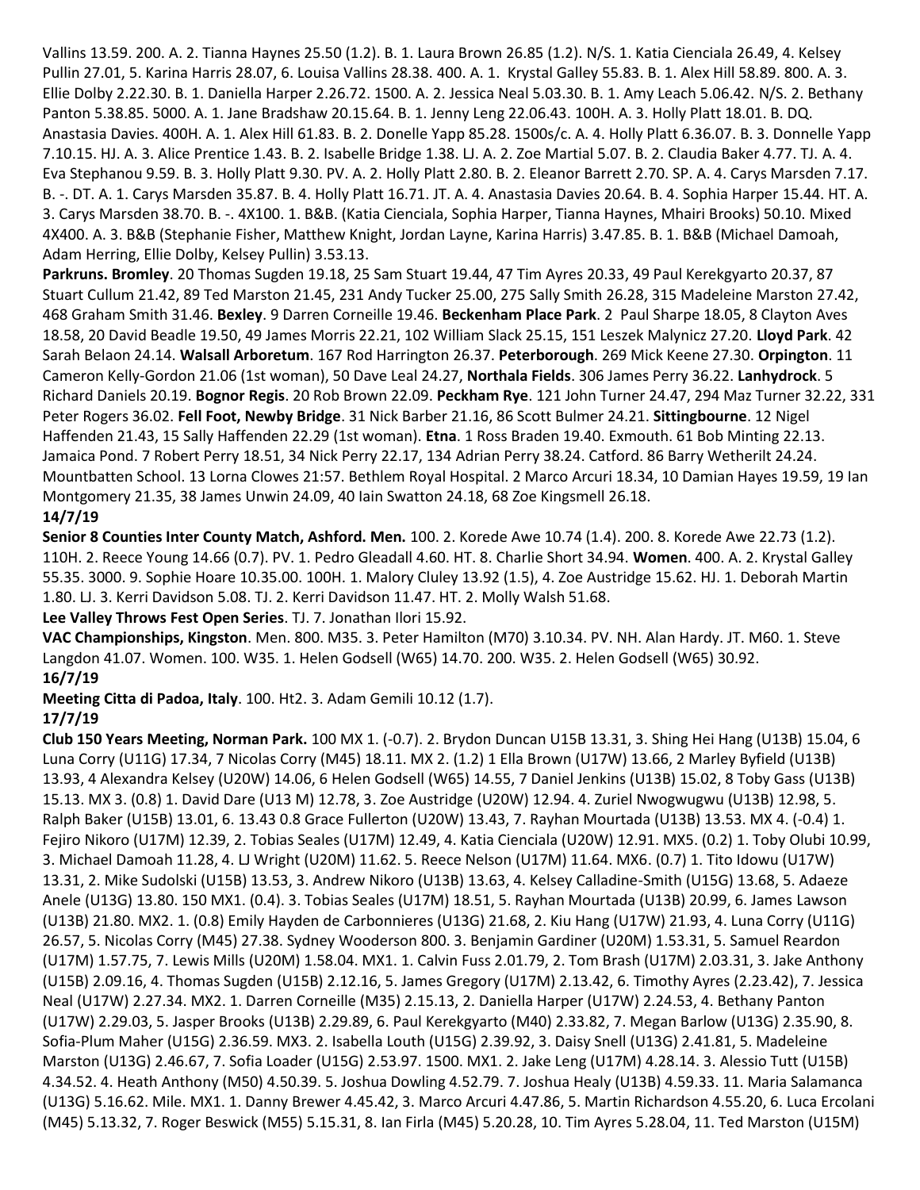Vallins 13.59. 200. A. 2. Tianna Haynes 25.50 (1.2). B. 1. Laura Brown 26.85 (1.2). N/S. 1. Katia Cienciala 26.49, 4. Kelsey Pullin 27.01, 5. Karina Harris 28.07, 6. Louisa Vallins 28.38. 400. A. 1. Krystal Galley 55.83. B. 1. Alex Hill 58.89. 800. A. 3. Ellie Dolby 2.22.30. B. 1. Daniella Harper 2.26.72. 1500. A. 2. Jessica Neal 5.03.30. B. 1. Amy Leach 5.06.42. N/S. 2. Bethany Panton 5.38.85. 5000. A. 1. Jane Bradshaw 20.15.64. B. 1. Jenny Leng 22.06.43. 100H. A. 3. Holly Platt 18.01. B. DQ. Anastasia Davies. 400H. A. 1. Alex Hill 61.83. B. 2. Donelle Yapp 85.28. 1500s/c. A. 4. Holly Platt 6.36.07. B. 3. Donnelle Yapp 7.10.15. HJ. A. 3. Alice Prentice 1.43. B. 2. Isabelle Bridge 1.38. LJ. A. 2. Zoe Martial 5.07. B. 2. Claudia Baker 4.77. TJ. A. 4. Eva Stephanou 9.59. B. 3. Holly Platt 9.30. PV. A. 2. Holly Platt 2.80. B. 2. Eleanor Barrett 2.70. SP. A. 4. Carys Marsden 7.17. B. -. DT. A. 1. Carys Marsden 35.87. B. 4. Holly Platt 16.71. JT. A. 4. Anastasia Davies 20.64. B. 4. Sophia Harper 15.44. HT. A. 3. Carys Marsden 38.70. B. -. 4X100. 1. B&B. (Katia Cienciala, Sophia Harper, Tianna Haynes, Mhairi Brooks) 50.10. Mixed 4X400. A. 3. B&B (Stephanie Fisher, Matthew Knight, Jordan Layne, Karina Harris) 3.47.85. B. 1. B&B (Michael Damoah, Adam Herring, Ellie Dolby, Kelsey Pullin) 3.53.13.

**Parkruns. Bromley**. 20 Thomas Sugden 19.18, 25 Sam Stuart 19.44, 47 Tim Ayres 20.33, 49 Paul Kerekgyarto 20.37, 87 Stuart Cullum 21.42, 89 Ted Marston 21.45, 231 Andy Tucker 25.00, 275 Sally Smith 26.28, 315 Madeleine Marston 27.42, 468 Graham Smith 31.46. **Bexley**. 9 Darren Corneille 19.46. **Beckenham Place Park**. 2 Paul Sharpe 18.05, 8 Clayton Aves 18.58, 20 David Beadle 19.50, 49 James Morris 22.21, 102 William Slack 25.15, 151 Leszek Malynicz 27.20. **Lloyd Park**. 42 Sarah Belaon 24.14. **Walsall Arboretum**. 167 Rod Harrington 26.37. **Peterborough**. 269 Mick Keene 27.30. **Orpington**. 11 Cameron Kelly-Gordon 21.06 (1st woman), 50 Dave Leal 24.27, **Northala Fields**. 306 James Perry 36.22. **Lanhydrock**. 5 Richard Daniels 20.19. **Bognor Regis**. 20 Rob Brown 22.09. **Peckham Rye**. 121 John Turner 24.47, 294 Maz Turner 32.22, 331 Peter Rogers 36.02. **Fell Foot, Newby Bridge**. 31 Nick Barber 21.16, 86 Scott Bulmer 24.21. **Sittingbourne**. 12 Nigel Haffenden 21.43, 15 Sally Haffenden 22.29 (1st woman). **Etna**. 1 Ross Braden 19.40. Exmouth. 61 Bob Minting 22.13. Jamaica Pond. 7 Robert Perry 18.51, 34 Nick Perry 22.17, 134 Adrian Perry 38.24. Catford. 86 Barry Wetherilt 24.24. Mountbatten School. 13 Lorna Clowes 21:57. Bethlem Royal Hospital. 2 Marco Arcuri 18.34, 10 Damian Hayes 19.59, 19 Ian Montgomery 21.35, 38 James Unwin 24.09, 40 Iain Swatton 24.18, 68 Zoe Kingsmell 26.18.

**14/7/19**

**Senior 8 Counties Inter County Match, Ashford. Men.** 100. 2. Korede Awe 10.74 (1.4). 200. 8. Korede Awe 22.73 (1.2). 110H. 2. Reece Young 14.66 (0.7). PV. 1. Pedro Gleadall 4.60. HT. 8. Charlie Short 34.94. **Women**. 400. A. 2. Krystal Galley 55.35. 3000. 9. Sophie Hoare 10.35.00. 100H. 1. Malory Cluley 13.92 (1.5), 4. Zoe Austridge 15.62. HJ. 1. Deborah Martin 1.80. LJ. 3. Kerri Davidson 5.08. TJ. 2. Kerri Davidson 11.47. HT. 2. Molly Walsh 51.68.

**Lee Valley Throws Fest Open Series**. TJ. 7. Jonathan Ilori 15.92.

**VAC Championships, Kingston**. Men. 800. M35. 3. Peter Hamilton (M70) 3.10.34. PV. NH. Alan Hardy. JT. M60. 1. Steve Langdon 41.07. Women. 100. W35. 1. Helen Godsell (W65) 14.70. 200. W35. 2. Helen Godsell (W65) 30.92.

**16/7/19**

**Meeting Citta di Padoa, Italy**. 100. Ht2. 3. Adam Gemili 10.12 (1.7).

**17/7/19**

**Club 150 Years Meeting, Norman Park.** 100 MX 1. (-0.7). 2. Brydon Duncan U15B 13.31, 3. Shing Hei Hang (U13B) 15.04, 6 Luna Corry (U11G) 17.34, 7 Nicolas Corry (M45) 18.11. MX 2. (1.2) 1 Ella Brown (U17W) 13.66, 2 Marley Byfield (U13B) 13.93, 4 Alexandra Kelsey (U20W) 14.06, 6 Helen Godsell (W65) 14.55, 7 Daniel Jenkins (U13B) 15.02, 8 Toby Gass (U13B) 15.13. MX 3. (0.8) 1. David Dare (U13 M) 12.78, 3. Zoe Austridge (U20W) 12.94. 4. Zuriel Nwogwugwu (U13B) 12.98, 5. Ralph Baker (U15B) 13.01, 6. 13.43 0.8 Grace Fullerton (U20W) 13.43, 7. Rayhan Mourtada (U13B) 13.53. MX 4. (-0.4) 1. Fejiro Nikoro (U17M) 12.39, 2. Tobias Seales (U17M) 12.49, 4. Katia Cienciala (U20W) 12.91. MX5. (0.2) 1. Toby Olubi 10.99, 3. Michael Damoah 11.28, 4. LJ Wright (U20M) 11.62. 5. Reece Nelson (U17M) 11.64. MX6. (0.7) 1. Tito Idowu (U17W) 13.31, 2. Mike Sudolski (U15B) 13.53, 3. Andrew Nikoro (U13B) 13.63, 4. Kelsey Calladine-Smith (U15G) 13.68, 5. Adaeze Anele (U13G) 13.80. 150 MX1. (0.4). 3. Tobias Seales (U17M) 18.51, 5. Rayhan Mourtada (U13B) 20.99, 6. James Lawson (U13B) 21.80. MX2. 1. (0.8) Emily Hayden de Carbonnieres (U13G) 21.68, 2. Kiu Hang (U17W) 21.93, 4. Luna Corry (U11G) 26.57, 5. Nicolas Corry (M45) 27.38. Sydney Wooderson 800. 3. Benjamin Gardiner (U20M) 1.53.31, 5. Samuel Reardon (U17M) 1.57.75, 7. Lewis Mills (U20M) 1.58.04. MX1. 1. Calvin Fuss 2.01.79, 2. Tom Brash (U17M) 2.03.31, 3. Jake Anthony (U15B) 2.09.16, 4. Thomas Sugden (U15B) 2.12.16, 5. James Gregory (U17M) 2.13.42, 6. Timothy Ayres (2.23.42), 7. Jessica Neal (U17W) 2.27.34. MX2. 1. Darren Corneille (M35) 2.15.13, 2. Daniella Harper (U17W) 2.24.53, 4. Bethany Panton (U17W) 2.29.03, 5. Jasper Brooks (U13B) 2.29.89, 6. Paul Kerekgyarto (M40) 2.33.82, 7. Megan Barlow (U13G) 2.35.90, 8. Sofia-Plum Maher (U15G) 2.36.59. MX3. 2. Isabella Louth (U15G) 2.39.92, 3. Daisy Snell (U13G) 2.41.81, 5. Madeleine Marston (U13G) 2.46.67, 7. Sofia Loader (U15G) 2.53.97. 1500. MX1. 2. Jake Leng (U17M) 4.28.14. 3. Alessio Tutt (U15B) 4.34.52. 4. Heath Anthony (M50) 4.50.39. 5. Joshua Dowling 4.52.79. 7. Joshua Healy (U13B) 4.59.33. 11. Maria Salamanca (U13G) 5.16.62. Mile. MX1. 1. Danny Brewer 4.45.42, 3. Marco Arcuri 4.47.86, 5. Martin Richardson 4.55.20, 6. Luca Ercolani (M45) 5.13.32, 7. Roger Beswick (M55) 5.15.31, 8. Ian Firla (M45) 5.20.28, 10. Tim Ayres 5.28.04, 11. Ted Marston (U15M)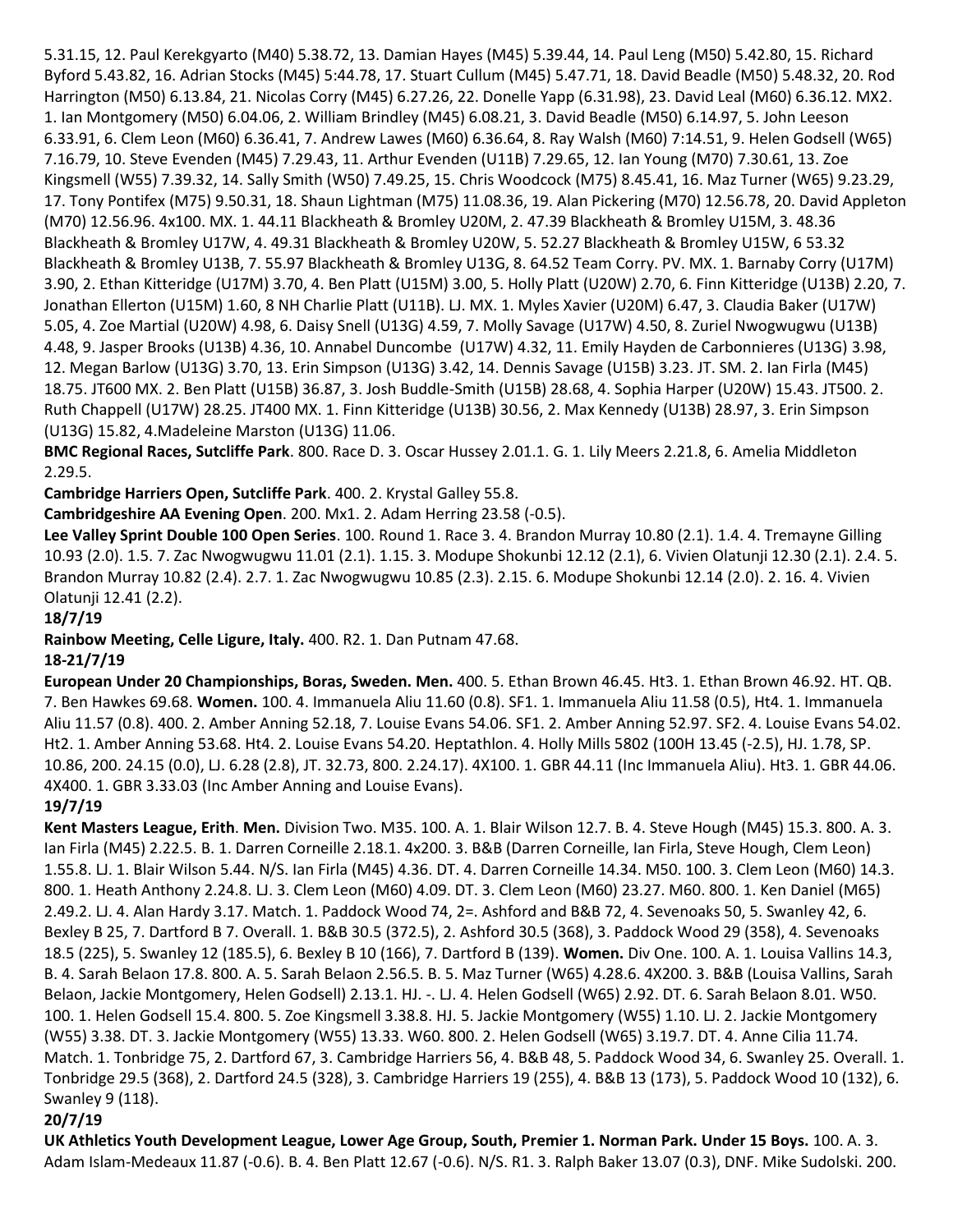5.31.15, 12. Paul Kerekgyarto (M40) 5.38.72, 13. Damian Hayes (M45) 5.39.44, 14. Paul Leng (M50) 5.42.80, 15. Richard Byford 5.43.82, 16. Adrian Stocks (M45) 5:44.78, 17. Stuart Cullum (M45) 5.47.71, 18. David Beadle (M50) 5.48.32, 20. Rod Harrington (M50) 6.13.84, 21. Nicolas Corry (M45) 6.27.26, 22. Donelle Yapp (6.31.98), 23. David Leal (M60) 6.36.12. MX2. 1. Ian Montgomery (M50) 6.04.06, 2. William Brindley (M45) 6.08.21, 3. David Beadle (M50) 6.14.97, 5. John Leeson 6.33.91, 6. Clem Leon (M60) 6.36.41, 7. Andrew Lawes (M60) 6.36.64, 8. Ray Walsh (M60) 7:14.51, 9. Helen Godsell (W65) 7.16.79, 10. Steve Evenden (M45) 7.29.43, 11. Arthur Evenden (U11B) 7.29.65, 12. Ian Young (M70) 7.30.61, 13. Zoe Kingsmell (W55) 7.39.32, 14. Sally Smith (W50) 7.49.25, 15. Chris Woodcock (M75) 8.45.41, 16. Maz Turner (W65) 9.23.29, 17. Tony Pontifex (M75) 9.50.31, 18. Shaun Lightman (M75) 11.08.36, 19. Alan Pickering (M70) 12.56.78, 20. David Appleton (M70) 12.56.96. 4x100. MX. 1. 44.11 Blackheath & Bromley U20M, 2. 47.39 Blackheath & Bromley U15M, 3. 48.36 Blackheath & Bromley U17W, 4. 49.31 Blackheath & Bromley U20W, 5. 52.27 Blackheath & Bromley U15W, 6 53.32 Blackheath & Bromley U13B, 7. 55.97 Blackheath & Bromley U13G, 8. 64.52 Team Corry. PV. MX. 1. Barnaby Corry (U17M) 3.90, 2. Ethan Kitteridge (U17M) 3.70, 4. Ben Platt (U15M) 3.00, 5. Holly Platt (U20W) 2.70, 6. Finn Kitteridge (U13B) 2.20, 7. Jonathan Ellerton (U15M) 1.60, 8 NH Charlie Platt (U11B). LJ. MX. 1. Myles Xavier (U20M) 6.47, 3. Claudia Baker (U17W) 5.05, 4. Zoe Martial (U20W) 4.98, 6. Daisy Snell (U13G) 4.59, 7. Molly Savage (U17W) 4.50, 8. Zuriel Nwogwugwu (U13B) 4.48, 9. Jasper Brooks (U13B) 4.36, 10. Annabel Duncombe (U17W) 4.32, 11. Emily Hayden de Carbonnieres (U13G) 3.98, 12. Megan Barlow (U13G) 3.70, 13. Erin Simpson (U13G) 3.42, 14. Dennis Savage (U15B) 3.23. JT. SM. 2. Ian Firla (M45) 18.75. JT600 MX. 2. Ben Platt (U15B) 36.87, 3. Josh Buddle-Smith (U15B) 28.68, 4. Sophia Harper (U20W) 15.43. JT500. 2. Ruth Chappell (U17W) 28.25. JT400 MX. 1. Finn Kitteridge (U13B) 30.56, 2. Max Kennedy (U13B) 28.97, 3. Erin Simpson (U13G) 15.82, 4.Madeleine Marston (U13G) 11.06.

**BMC Regional Races, Sutcliffe Park**. 800. Race D. 3. Oscar Hussey 2.01.1. G. 1. Lily Meers 2.21.8, 6. Amelia Middleton 2.29.5.

**Cambridge Harriers Open, Sutcliffe Park**. 400. 2. Krystal Galley 55.8.

**Cambridgeshire AA Evening Open**. 200. Mx1. 2. Adam Herring 23.58 (-0.5).

**Lee Valley Sprint Double 100 Open Series**. 100. Round 1. Race 3. 4. Brandon Murray 10.80 (2.1). 1.4. 4. Tremayne Gilling 10.93 (2.0). 1.5. 7. Zac Nwogwugwu 11.01 (2.1). 1.15. 3. Modupe Shokunbi 12.12 (2.1), 6. Vivien Olatunji 12.30 (2.1). 2.4. 5. Brandon Murray 10.82 (2.4). 2.7. 1. Zac Nwogwugwu 10.85 (2.3). 2.15. 6. Modupe Shokunbi 12.14 (2.0). 2. 16. 4. Vivien Olatunji 12.41 (2.2).

**18/7/19**

**Rainbow Meeting, Celle Ligure, Italy.** 400. R2. 1. Dan Putnam 47.68.

**18-21/7/19**

**European Under 20 Championships, Boras, Sweden. Men.** 400. 5. Ethan Brown 46.45. Ht3. 1. Ethan Brown 46.92. HT. QB. 7. Ben Hawkes 69.68. **Women.** 100. 4. Immanuela Aliu 11.60 (0.8). SF1. 1. Immanuela Aliu 11.58 (0.5), Ht4. 1. Immanuela Aliu 11.57 (0.8). 400. 2. Amber Anning 52.18, 7. Louise Evans 54.06. SF1. 2. Amber Anning 52.97. SF2. 4. Louise Evans 54.02. Ht2. 1. Amber Anning 53.68. Ht4. 2. Louise Evans 54.20. Heptathlon. 4. Holly Mills 5802 (100H 13.45 (-2.5), HJ. 1.78, SP. 10.86, 200. 24.15 (0.0), LJ. 6.28 (2.8), JT. 32.73, 800. 2.24.17). 4X100. 1. GBR 44.11 (Inc Immanuela Aliu). Ht3. 1. GBR 44.06. 4X400. 1. GBR 3.33.03 (Inc Amber Anning and Louise Evans).

**19/7/19**

**Kent Masters League, Erith**. **Men.** Division Two. M35. 100. A. 1. Blair Wilson 12.7. B. 4. Steve Hough (M45) 15.3. 800. A. 3. Ian Firla (M45) 2.22.5. B. 1. Darren Corneille 2.18.1. 4x200. 3. B&B (Darren Corneille, Ian Firla, Steve Hough, Clem Leon) 1.55.8. LJ. 1. Blair Wilson 5.44. N/S. Ian Firla (M45) 4.36. DT. 4. Darren Corneille 14.34. M50. 100. 3. Clem Leon (M60) 14.3. 800. 1. Heath Anthony 2.24.8. LJ. 3. Clem Leon (M60) 4.09. DT. 3. Clem Leon (M60) 23.27. M60. 800. 1. Ken Daniel (M65) 2.49.2. LJ. 4. Alan Hardy 3.17. Match. 1. Paddock Wood 74, 2=. Ashford and B&B 72, 4. Sevenoaks 50, 5. Swanley 42, 6. Bexley B 25, 7. Dartford B 7. Overall. 1. B&B 30.5 (372.5), 2. Ashford 30.5 (368), 3. Paddock Wood 29 (358), 4. Sevenoaks 18.5 (225), 5. Swanley 12 (185.5), 6. Bexley B 10 (166), 7. Dartford B (139). **Women.** Div One. 100. A. 1. Louisa Vallins 14.3, B. 4. Sarah Belaon 17.8. 800. A. 5. Sarah Belaon 2.56.5. B. 5. Maz Turner (W65) 4.28.6. 4X200. 3. B&B (Louisa Vallins, Sarah Belaon, Jackie Montgomery, Helen Godsell) 2.13.1. HJ. -. LJ. 4. Helen Godsell (W65) 2.92. DT. 6. Sarah Belaon 8.01. W50. 100. 1. Helen Godsell 15.4. 800. 5. Zoe Kingsmell 3.38.8. HJ. 5. Jackie Montgomery (W55) 1.10. LJ. 2. Jackie Montgomery (W55) 3.38. DT. 3. Jackie Montgomery (W55) 13.33. W60. 800. 2. Helen Godsell (W65) 3.19.7. DT. 4. Anne Cilia 11.74. Match. 1. Tonbridge 75, 2. Dartford 67, 3. Cambridge Harriers 56, 4. B&B 48, 5. Paddock Wood 34, 6. Swanley 25. Overall. 1. Tonbridge 29.5 (368), 2. Dartford 24.5 (328), 3. Cambridge Harriers 19 (255), 4. B&B 13 (173), 5. Paddock Wood 10 (132), 6. Swanley 9 (118).

**20/7/19**

**UK Athletics Youth Development League, Lower Age Group, South, Premier 1. Norman Park. Under 15 Boys.** 100. A. 3. Adam Islam-Medeaux 11.87 (-0.6). B. 4. Ben Platt 12.67 (-0.6). N/S. R1. 3. Ralph Baker 13.07 (0.3), DNF. Mike Sudolski. 200.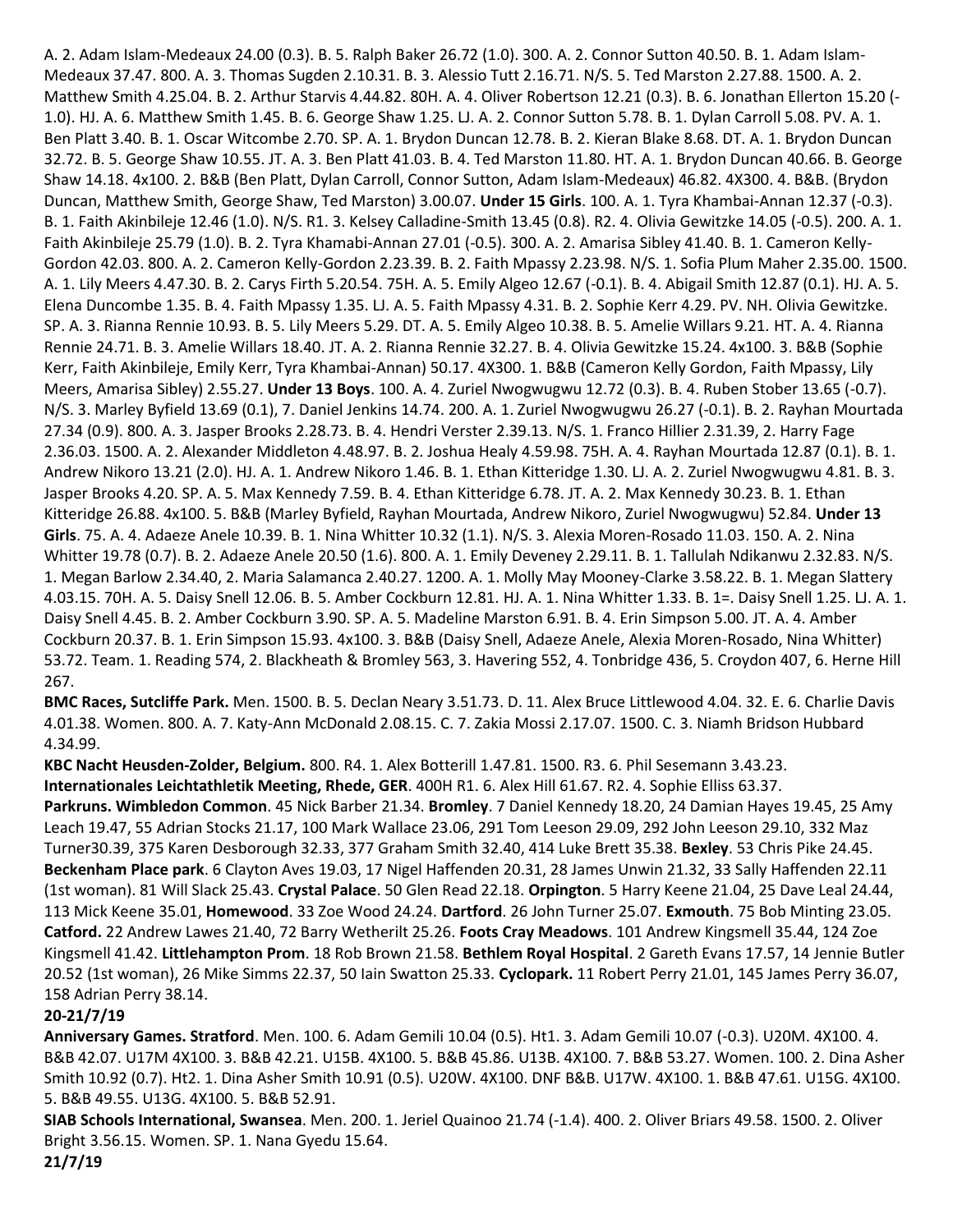A. 2. Adam Islam-Medeaux 24.00 (0.3). B. 5. Ralph Baker 26.72 (1.0). 300. A. 2. Connor Sutton 40.50. B. 1. Adam Islam-Medeaux 37.47. 800. A. 3. Thomas Sugden 2.10.31. B. 3. Alessio Tutt 2.16.71. N/S. 5. Ted Marston 2.27.88. 1500. A. 2. Matthew Smith 4.25.04. B. 2. Arthur Starvis 4.44.82. 80H. A. 4. Oliver Robertson 12.21 (0.3). B. 6. Jonathan Ellerton 15.20 (-1.0). HJ. A. 6. Matthew Smith 1.45. B. 6. George Shaw 1.25. LJ. A. 2. Connor Sutton 5.78. B. 1. Dylan Carroll 5.08. PV. A. 1. Ben Platt 3.40. B. 1. Oscar Witcombe 2.70. SP. A. 1. Brydon Duncan 12.78. B. 2. Kieran Blake 8.68. DT. A. 1. Brydon Duncan 32.72. B. 5. George Shaw 10.55. JT. A. 3. Ben Platt 41.03. B. 4. Ted Marston 11.80. HT. A. 1. Brydon Duncan 40.66. B. George Shaw 14.18. 4x100. 2. B&B (Ben Platt, Dylan Carroll, Connor Sutton, Adam Islam-Medeaux) 46.82. 4X300. 4. B&B. (Brydon Duncan, Matthew Smith, George Shaw, Ted Marston) 3.00.07. **Under 15 Girls**. 100. A. 1. Tyra Khambai-Annan 12.37 (-0.3). B. 1. Faith Akinbileje 12.46 (1.0). N/S. R1. 3. Kelsey Calladine-Smith 13.45 (0.8). R2. 4. Olivia Gewitzke 14.05 (-0.5). 200. A. 1. Faith Akinbileje 25.79 (1.0). B. 2. Tyra Khamabi-Annan 27.01 (-0.5). 300. A. 2. Amarisa Sibley 41.40. B. 1. Cameron Kelly-Gordon 42.03. 800. A. 2. Cameron Kelly-Gordon 2.23.39. B. 2. Faith Mpassy 2.23.98. N/S. 1. Sofia Plum Maher 2.35.00. 1500. A. 1. Lily Meers 4.47.30. B. 2. Carys Firth 5.20.54. 75H. A. 5. Emily Algeo 12.67 (-0.1). B. 4. Abigail Smith 12.87 (0.1). HJ. A. 5. Elena Duncombe 1.35. B. 4. Faith Mpassy 1.35. LJ. A. 5. Faith Mpassy 4.31. B. 2. Sophie Kerr 4.29. PV. NH. Olivia Gewitzke. SP. A. 3. Rianna Rennie 10.93. B. 5. Lily Meers 5.29. DT. A. 5. Emily Algeo 10.38. B. 5. Amelie Willars 9.21. HT. A. 4. Rianna Rennie 24.71. B. 3. Amelie Willars 18.40. JT. A. 2. Rianna Rennie 32.27. B. 4. Olivia Gewitzke 15.24. 4x100. 3. B&B (Sophie Kerr, Faith Akinbileje, Emily Kerr, Tyra Khambai-Annan) 50.17. 4X300. 1. B&B (Cameron Kelly Gordon, Faith Mpassy, Lily Meers, Amarisa Sibley) 2.55.27. **Under 13 Boys**. 100. A. 4. Zuriel Nwogwugwu 12.72 (0.3). B. 4. Ruben Stober 13.65 (-0.7). N/S. 3. Marley Byfield 13.69 (0.1), 7. Daniel Jenkins 14.74. 200. A. 1. Zuriel Nwogwugwu 26.27 (-0.1). B. 2. Rayhan Mourtada 27.34 (0.9). 800. A. 3. Jasper Brooks 2.28.73. B. 4. Hendri Verster 2.39.13. N/S. 1. Franco Hillier 2.31.39, 2. Harry Fage 2.36.03. 1500. A. 2. Alexander Middleton 4.48.97. B. 2. Joshua Healy 4.59.98. 75H. A. 4. Rayhan Mourtada 12.87 (0.1). B. 1. Andrew Nikoro 13.21 (2.0). HJ. A. 1. Andrew Nikoro 1.46. B. 1. Ethan Kitteridge 1.30. LJ. A. 2. Zuriel Nwogwugwu 4.81. B. 3. Jasper Brooks 4.20. SP. A. 5. Max Kennedy 7.59. B. 4. Ethan Kitteridge 6.78. JT. A. 2. Max Kennedy 30.23. B. 1. Ethan Kitteridge 26.88. 4x100. 5. B&B (Marley Byfield, Rayhan Mourtada, Andrew Nikoro, Zuriel Nwogwugwu) 52.84. **Under 13 Girls**. 75. A. 4. Adaeze Anele 10.39. B. 1. Nina Whitter 10.32 (1.1). N/S. 3. Alexia Moren-Rosado 11.03. 150. A. 2. Nina Whitter 19.78 (0.7). B. 2. Adaeze Anele 20.50 (1.6). 800. A. 1. Emily Deveney 2.29.11. B. 1. Tallulah Ndikanwu 2.32.83. N/S. 1. Megan Barlow 2.34.40, 2. Maria Salamanca 2.40.27. 1200. A. 1. Molly May Mooney-Clarke 3.58.22. B. 1. Megan Slattery 4.03.15. 70H. A. 5. Daisy Snell 12.06. B. 5. Amber Cockburn 12.81. HJ. A. 1. Nina Whitter 1.33. B. 1=. Daisy Snell 1.25. LJ. A. 1. Daisy Snell 4.45. B. 2. Amber Cockburn 3.90. SP. A. 5. Madeline Marston 6.91. B. 4. Erin Simpson 5.00. JT. A. 4. Amber Cockburn 20.37. B. 1. Erin Simpson 15.93. 4x100. 3. B&B (Daisy Snell, Adaeze Anele, Alexia Moren-Rosado, Nina Whitter) 53.72. Team. 1. Reading 574, 2. Blackheath & Bromley 563, 3. Havering 552, 4. Tonbridge 436, 5. Croydon 407, 6. Herne Hill 267.

**BMC Races, Sutcliffe Park.** Men. 1500. B. 5. Declan Neary 3.51.73. D. 11. Alex Bruce Littlewood 4.04. 32. E. 6. Charlie Davis 4.01.38. Women. 800. A. 7. Katy-Ann McDonald 2.08.15. C. 7. Zakia Mossi 2.17.07. 1500. C. 3. Niamh Bridson Hubbard 4.34.99.

**KBC Nacht Heusden-Zolder, Belgium.** 800. R4. 1. Alex Botterill 1.47.81. 1500. R3. 6. Phil Sesemann 3.43.23.

**Internationales Leichtathletik Meeting, Rhede, GER**. 400H R1. 6. Alex Hill 61.67. R2. 4. Sophie Elliss 63.37.

**Parkruns. Wimbledon Common**. 45 Nick Barber 21.34. **Bromley**. 7 Daniel Kennedy 18.20, 24 Damian Hayes 19.45, 25 Amy Leach 19.47, 55 Adrian Stocks 21.17, 100 Mark Wallace 23.06, 291 Tom Leeson 29.09, 292 John Leeson 29.10, 332 Maz Turner30.39, 375 Karen Desborough 32.33, 377 Graham Smith 32.40, 414 Luke Brett 35.38. **Bexley**. 53 Chris Pike 24.45. **Beckenham Place park**. 6 Clayton Aves 19.03, 17 Nigel Haffenden 20.31, 28 James Unwin 21.32, 33 Sally Haffenden 22.11 (1st woman). 81 Will Slack 25.43. **Crystal Palace**. 50 Glen Read 22.18. **Orpington**. 5 Harry Keene 21.04, 25 Dave Leal 24.44, 113 Mick Keene 35.01, **Homewood**. 33 Zoe Wood 24.24. **Dartford**. 26 John Turner 25.07. **Exmouth**. 75 Bob Minting 23.05. **Catford.** 22 Andrew Lawes 21.40, 72 Barry Wetherilt 25.26. **Foots Cray Meadows**. 101 Andrew Kingsmell 35.44, 124 Zoe Kingsmell 41.42. **Littlehampton Prom**. 18 Rob Brown 21.58. **Bethlem Royal Hospital**. 2 Gareth Evans 17.57, 14 Jennie Butler 20.52 (1st woman), 26 Mike Simms 22.37, 50 Iain Swatton 25.33. **Cyclopark.** 11 Robert Perry 21.01, 145 James Perry 36.07, 158 Adrian Perry 38.14.

**20-21/7/19**

**Anniversary Games. Stratford**. Men. 100. 6. Adam Gemili 10.04 (0.5). Ht1. 3. Adam Gemili 10.07 (-0.3). U20M. 4X100. 4. B&B 42.07. U17M 4X100. 3. B&B 42.21. U15B. 4X100. 5. B&B 45.86. U13B. 4X100. 7. B&B 53.27. Women. 100. 2. Dina Asher Smith 10.92 (0.7). Ht2. 1. Dina Asher Smith 10.91 (0.5). U20W. 4X100. DNF B&B. U17W. 4X100. 1. B&B 47.61. U15G. 4X100. 5. B&B 49.55. U13G. 4X100. 5. B&B 52.91.

**SIAB Schools International, Swansea**. Men. 200. 1. Jeriel Quainoo 21.74 (-1.4). 400. 2. Oliver Briars 49.58. 1500. 2. Oliver Bright 3.56.15. Women. SP. 1. Nana Gyedu 15.64.

**21/7/19**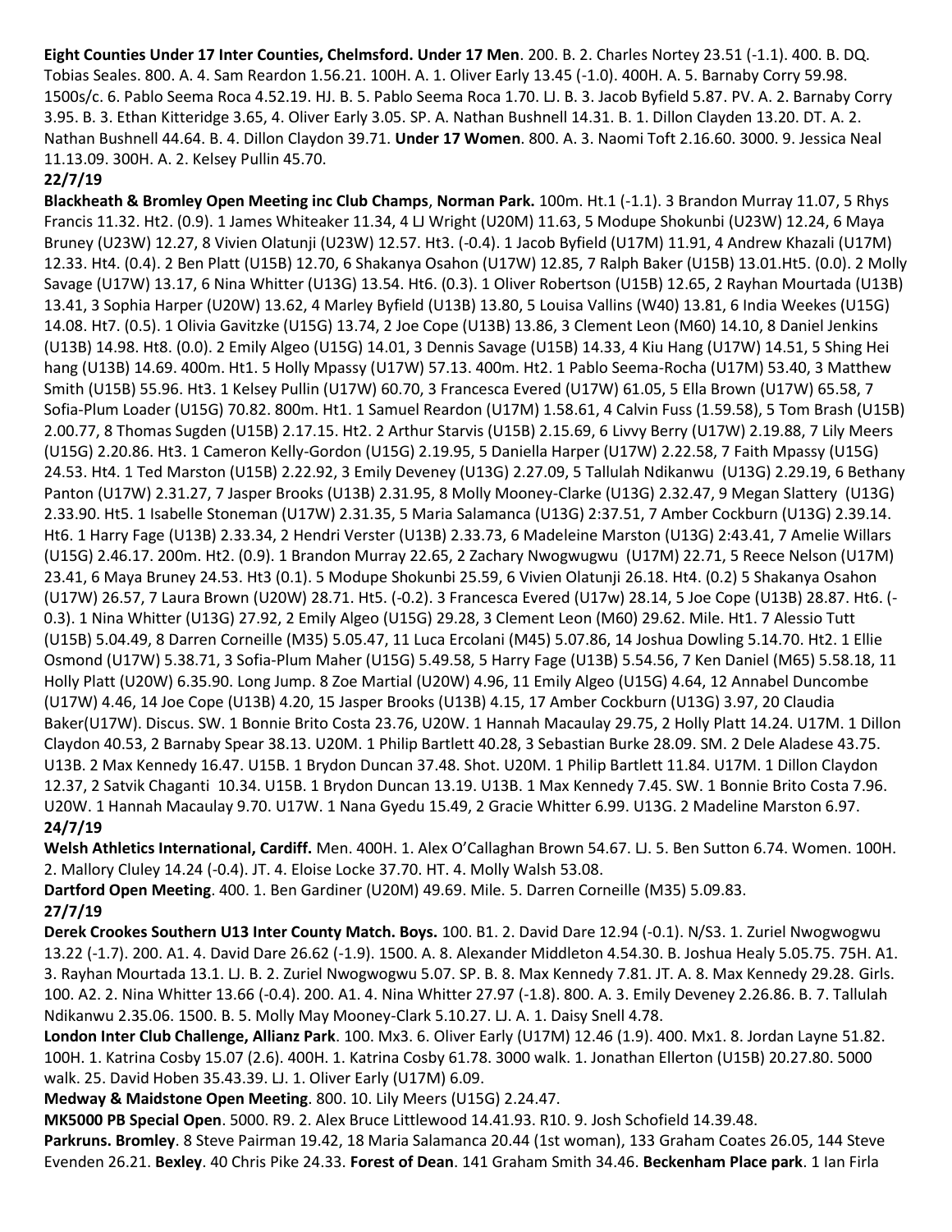**Eight Counties Under 17 Inter Counties, Chelmsford. Under 17 Men**. 200. B. 2. Charles Nortey 23.51 (-1.1). 400. B. DQ. Tobias Seales. 800. A. 4. Sam Reardon 1.56.21. 100H. A. 1. Oliver Early 13.45 (-1.0). 400H. A. 5. Barnaby Corry 59.98. 1500s/c. 6. Pablo Seema Roca 4.52.19. HJ. B. 5. Pablo Seema Roca 1.70. LJ. B. 3. Jacob Byfield 5.87. PV. A. 2. Barnaby Corry 3.95. B. 3. Ethan Kitteridge 3.65, 4. Oliver Early 3.05. SP. A. Nathan Bushnell 14.31. B. 1. Dillon Clayden 13.20. DT. A. 2. Nathan Bushnell 44.64. B. 4. Dillon Claydon 39.71. **Under 17 Women**. 800. A. 3. Naomi Toft 2.16.60. 3000. 9. Jessica Neal 11.13.09. 300H. A. 2. Kelsey Pullin 45.70.

**22/7/19**

**Blackheath & Bromley Open Meeting inc Club Champs**, **Norman Park.** 100m. Ht.1 (-1.1). 3 Brandon Murray 11.07, 5 Rhys Francis 11.32. Ht2. (0.9). 1 James Whiteaker 11.34, 4 LJ Wright (U20M) 11.63, 5 Modupe Shokunbi (U23W) 12.24, 6 Maya Bruney (U23W) 12.27, 8 Vivien Olatunji (U23W) 12.57. Ht3. (-0.4). 1 Jacob Byfield (U17M) 11.91, 4 Andrew Khazali (U17M) 12.33. Ht4. (0.4). 2 Ben Platt (U15B) 12.70, 6 Shakanya Osahon (U17W) 12.85, 7 Ralph Baker (U15B) 13.01.Ht5. (0.0). 2 Molly Savage (U17W) 13.17, 6 Nina Whitter (U13G) 13.54. Ht6. (0.3). 1 Oliver Robertson (U15B) 12.65, 2 Rayhan Mourtada (U13B) 13.41, 3 Sophia Harper (U20W) 13.62, 4 Marley Byfield (U13B) 13.80, 5 Louisa Vallins (W40) 13.81, 6 India Weekes (U15G) 14.08. Ht7. (0.5). 1 Olivia Gavitzke (U15G) 13.74, 2 Joe Cope (U13B) 13.86, 3 Clement Leon (M60) 14.10, 8 Daniel Jenkins (U13B) 14.98. Ht8. (0.0). 2 Emily Algeo (U15G) 14.01, 3 Dennis Savage (U15B) 14.33, 4 Kiu Hang (U17W) 14.51, 5 Shing Hei hang (U13B) 14.69. 400m. Ht1. 5 Holly Mpassy (U17W) 57.13. 400m. Ht2. 1 Pablo Seema-Rocha (U17M) 53.40, 3 Matthew Smith (U15B) 55.96. Ht3. 1 Kelsey Pullin (U17W) 60.70, 3 Francesca Evered (U17W) 61.05, 5 Ella Brown (U17W) 65.58, 7 Sofia-Plum Loader (U15G) 70.82. 800m. Ht1. 1 Samuel Reardon (U17M) 1.58.61, 4 Calvin Fuss (1.59.58), 5 Tom Brash (U15B) 2.00.77, 8 Thomas Sugden (U15B) 2.17.15. Ht2. 2 Arthur Starvis (U15B) 2.15.69, 6 Livvy Berry (U17W) 2.19.88, 7 Lily Meers (U15G) 2.20.86. Ht3. 1 Cameron Kelly-Gordon (U15G) 2.19.95, 5 Daniella Harper (U17W) 2.22.58, 7 Faith Mpassy (U15G) 24.53. Ht4. 1 Ted Marston (U15B) 2.22.92, 3 Emily Deveney (U13G) 2.27.09, 5 Tallulah Ndikanwu (U13G) 2.29.19, 6 Bethany Panton (U17W) 2.31.27, 7 Jasper Brooks (U13B) 2.31.95, 8 Molly Mooney-Clarke (U13G) 2.32.47, 9 Megan Slattery (U13G) 2.33.90. Ht5. 1 Isabelle Stoneman (U17W) 2.31.35, 5 Maria Salamanca (U13G) 2:37.51, 7 Amber Cockburn (U13G) 2.39.14. Ht6. 1 Harry Fage (U13B) 2.33.34, 2 Hendri Verster (U13B) 2.33.73, 6 Madeleine Marston (U13G) 2:43.41, 7 Amelie Willars (U15G) 2.46.17. 200m. Ht2. (0.9). 1 Brandon Murray 22.65, 2 Zachary Nwogwugwu (U17M) 22.71, 5 Reece Nelson (U17M) 23.41, 6 Maya Bruney 24.53. Ht3 (0.1). 5 Modupe Shokunbi 25.59, 6 Vivien Olatunji 26.18. Ht4. (0.2) 5 Shakanya Osahon (U17W) 26.57, 7 Laura Brown (U20W) 28.71. Ht5. (-0.2). 3 Francesca Evered (U17w) 28.14, 5 Joe Cope (U13B) 28.87. Ht6. (-0.3). 1 Nina Whitter (U13G) 27.92, 2 Emily Algeo (U15G) 29.28, 3 Clement Leon (M60) 29.62. Mile. Ht1. 7 Alessio Tutt (U15B) 5.04.49, 8 Darren Corneille (M35) 5.05.47, 11 Luca Ercolani (M45) 5.07.86, 14 Joshua Dowling 5.14.70. Ht2. 1 Ellie Osmond (U17W) 5.38.71, 3 Sofia-Plum Maher (U15G) 5.49.58, 5 Harry Fage (U13B) 5.54.56, 7 Ken Daniel (M65) 5.58.18, 11 Holly Platt (U20W) 6.35.90. Long Jump. 8 Zoe Martial (U20W) 4.96, 11 Emily Algeo (U15G) 4.64, 12 Annabel Duncombe (U17W) 4.46, 14 Joe Cope (U13B) 4.20, 15 Jasper Brooks (U13B) 4.15, 17 Amber Cockburn (U13G) 3.97, 20 Claudia Baker(U17W). Discus. SW. 1 Bonnie Brito Costa 23.76, U20W. 1 Hannah Macaulay 29.75, 2 Holly Platt 14.24. U17M. 1 Dillon Claydon 40.53, 2 Barnaby Spear 38.13. U20M. 1 Philip Bartlett 40.28, 3 Sebastian Burke 28.09. SM. 2 Dele Aladese 43.75. U13B. 2 Max Kennedy 16.47. U15B. 1 Brydon Duncan 37.48. Shot. U20M. 1 Philip Bartlett 11.84. U17M. 1 Dillon Claydon 12.37, 2 Satvik Chaganti 10.34. U15B. 1 Brydon Duncan 13.19. U13B. 1 Max Kennedy 7.45. SW. 1 Bonnie Brito Costa 7.96. U20W. 1 Hannah Macaulay 9.70. U17W. 1 Nana Gyedu 15.49, 2 Gracie Whitter 6.99. U13G. 2 Madeline Marston 6.97.

**24/7/19**

**Welsh Athletics International, Cardiff.** Men. 400H. 1. Alex O'Callaghan Brown 54.67. LJ. 5. Ben Sutton 6.74. Women. 100H. 2. Mallory Cluley 14.24 (-0.4). JT. 4. Eloise Locke 37.70. HT. 4. Molly Walsh 53.08.

**Dartford Open Meeting**. 400. 1. Ben Gardiner (U20M) 49.69. Mile. 5. Darren Corneille (M35) 5.09.83.

**27/7/19**

**Derek Crookes Southern U13 Inter County Match. Boys.** 100. B1. 2. David Dare 12.94 (-0.1). N/S3. 1. Zuriel Nwogwogwu 13.22 (-1.7). 200. A1. 4. David Dare 26.62 (-1.9). 1500. A. 8. Alexander Middleton 4.54.30. B. Joshua Healy 5.05.75. 75H. A1. 3. Rayhan Mourtada 13.1. LJ. B. 2. Zuriel Nwogwogwu 5.07. SP. B. 8. Max Kennedy 7.81. JT. A. 8. Max Kennedy 29.28. Girls. 100. A2. 2. Nina Whitter 13.66 (-0.4). 200. A1. 4. Nina Whitter 27.97 (-1.8). 800. A. 3. Emily Deveney 2.26.86. B. 7. Tallulah Ndikanwu 2.35.06. 1500. B. 5. Molly May Mooney-Clark 5.10.27. LJ. A. 1. Daisy Snell 4.78.

**London Inter Club Challenge, Allianz Park**. 100. Mx3. 6. Oliver Early (U17M) 12.46 (1.9). 400. Mx1. 8. Jordan Layne 51.82. 100H. 1. Katrina Cosby 15.07 (2.6). 400H. 1. Katrina Cosby 61.78. 3000 walk. 1. Jonathan Ellerton (U15B) 20.27.80. 5000 walk. 25. David Hoben 35.43.39. LJ. 1. Oliver Early (U17M) 6.09.

**Medway & Maidstone Open Meeting**. 800. 10. Lily Meers (U15G) 2.24.47.

**MK5000 PB Special Open**. 5000. R9. 2. Alex Bruce Littlewood 14.41.93. R10. 9. Josh Schofield 14.39.48.

**Parkruns. Bromley**. 8 Steve Pairman 19.42, 18 Maria Salamanca 20.44 (1st woman), 133 Graham Coates 26.05, 144 Steve Evenden 26.21. **Bexley**. 40 Chris Pike 24.33. **Forest of Dean**. 141 Graham Smith 34.46. **Beckenham Place park**. 1 Ian Firla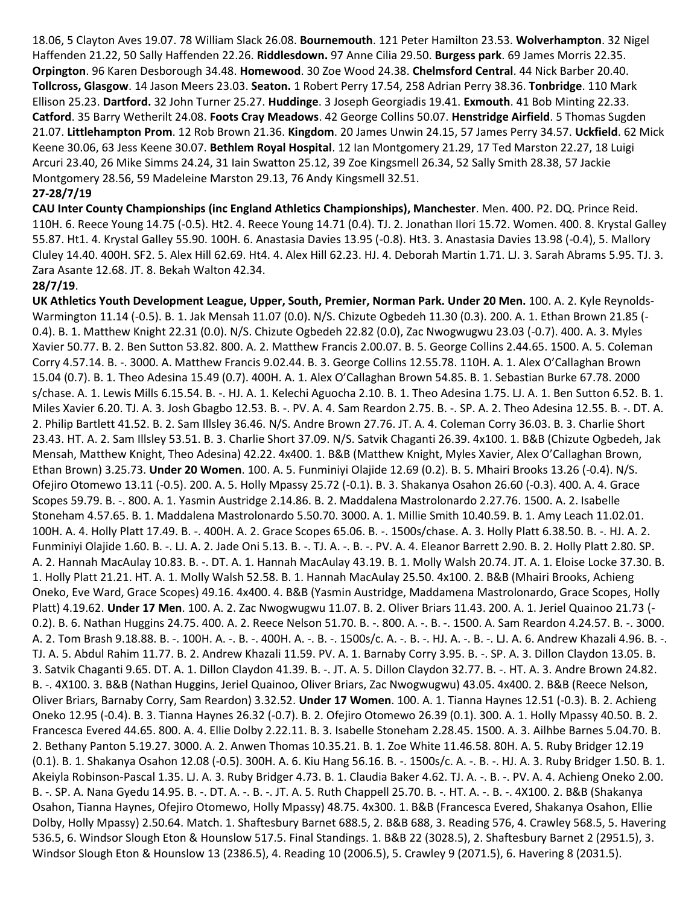18.06, 5 Clayton Aves 19.07. 78 William Slack 26.08. **Bournemouth**. 121 Peter Hamilton 23.53. **Wolverhampton**. 32 Nigel Haffenden 21.22, 50 Sally Haffenden 22.26. **Riddlesdown.** 97 Anne Cilia 29.50. **Burgess park**. 69 James Morris 22.35. **Orpington**. 96 Karen Desborough 34.48. **Homewood**. 30 Zoe Wood 24.38. **Chelmsford Central**. 44 Nick Barber 20.40. **Tollcross, Glasgow**. 14 Jason Meers 23.03. **Seaton.** 1 Robert Perry 17.54, 258 Adrian Perry 38.36. **Tonbridge**. 110 Mark Ellison 25.23. **Dartford.** 32 John Turner 25.27. **Huddinge**. 3 Joseph Georgiadis 19.41. **Exmouth**. 41 Bob Minting 22.33. **Catford**. 35 Barry Wetherilt 24.08. **Foots Cray Meadows**. 42 George Collins 50.07. **Henstridge Airfield**. 5 Thomas Sugden 21.07. **Littlehampton Prom**. 12 Rob Brown 21.36. **Kingdom**. 20 James Unwin 24.15, 57 James Perry 34.57. **Uckfield**. 62 Mick Keene 30.06, 63 Jess Keene 30.07. **Bethlem Royal Hospital**. 12 Ian Montgomery 21.29, 17 Ted Marston 22.27, 18 Luigi Arcuri 23.40, 26 Mike Simms 24.24, 31 Iain Swatton 25.12, 39 Zoe Kingsmell 26.34, 52 Sally Smith 28.38, 57 Jackie Montgomery 28.56, 59 Madeleine Marston 29.13, 76 Andy Kingsmell 32.51.

**27-28/7/19**

**CAU Inter County Championships (inc England Athletics Championships), Manchester**. Men. 400. P2. DQ. Prince Reid. 110H. 6. Reece Young 14.75 (-0.5). Ht2. 4. Reece Young 14.71 (0.4). TJ. 2. Jonathan Ilori 15.72. Women. 400. 8. Krystal Galley 55.87. Ht1. 4. Krystal Galley 55.90. 100H. 6. Anastasia Davies 13.95 (-0.8). Ht3. 3. Anastasia Davies 13.98 (-0.4), 5. Mallory Cluley 14.40. 400H. SF2. 5. Alex Hill 62.69. Ht4. 4. Alex Hill 62.23. HJ. 4. Deborah Martin 1.71. LJ. 3. Sarah Abrams 5.95. TJ. 3. Zara Asante 12.68. JT. 8. Bekah Walton 42.34.

**28/7/19**.

**UK Athletics Youth Development League, Upper, South, Premier, Norman Park. Under 20 Men.** 100. A. 2. Kyle Reynolds-Warmington 11.14 (-0.5). B. 1. Jak Mensah 11.07 (0.0). N/S. Chizute Ogbedeh 11.30 (0.3). 200. A. 1. Ethan Brown 21.85 (-0.4). B. 1. Matthew Knight 22.31 (0.0). N/S. Chizute Ogbedeh 22.82 (0.0), Zac Nwogwugwu 23.03 (-0.7). 400. A. 3. Myles Xavier 50.77. B. 2. Ben Sutton 53.82. 800. A. 2. Matthew Francis 2.00.07. B. 5. George Collins 2.44.65. 1500. A. 5. Coleman Corry 4.57.14. B. -. 3000. A. Matthew Francis 9.02.44. B. 3. George Collins 12.55.78. 110H. A. 1. Alex O'Callaghan Brown 15.04 (0.7). B. 1. Theo Adesina 15.49 (0.7). 400H. A. 1. Alex O'Callaghan Brown 54.85. B. 1. Sebastian Burke 67.78. 2000 s/chase. A. 1. Lewis Mills 6.15.54. B. -. HJ. A. 1. Kelechi Aguocha 2.10. B. 1. Theo Adesina 1.75. LJ. A. 1. Ben Sutton 6.52. B. 1. Miles Xavier 6.20. TJ. A. 3. Josh Gbagbo 12.53. B. -. PV. A. 4. Sam Reardon 2.75. B. -. SP. A. 2. Theo Adesina 12.55. B. -. DT. A. 2. Philip Bartlett 41.52. B. 2. Sam Illsley 36.46. N/S. Andre Brown 27.76. JT. A. 4. Coleman Corry 36.03. B. 3. Charlie Short 23.43. HT. A. 2. Sam Illsley 53.51. B. 3. Charlie Short 37.09. N/S. Satvik Chaganti 26.39. 4x100. 1. B&B (Chizute Ogbedeh, Jak Mensah, Matthew Knight, Theo Adesina) 42.22. 4x400. 1. B&B (Matthew Knight, Myles Xavier, Alex O'Callaghan Brown, Ethan Brown) 3.25.73. **Under 20 Women**. 100. A. 5. Funminiyi Olajide 12.69 (0.2). B. 5. Mhairi Brooks 13.26 (-0.4). N/S. Ofejiro Otomewo 13.11 (-0.5). 200. A. 5. Holly Mpassy 25.72 (-0.1). B. 3. Shakanya Osahon 26.60 (-0.3). 400. A. 4. Grace Scopes 59.79. B. -. 800. A. 1. Yasmin Austridge 2.14.86. B. 2. Maddalena Mastrolonardo 2.27.76. 1500. A. 2. Isabelle Stoneham 4.57.65. B. 1. Maddalena Mastrolonardo 5.50.70. 3000. A. 1. Millie Smith 10.40.59. B. 1. Amy Leach 11.02.01. 100H. A. 4. Holly Platt 17.49. B. -. 400H. A. 2. Grace Scopes 65.06. B. -. 1500s/chase. A. 3. Holly Platt 6.38.50. B. -. HJ. A. 2. Funminiyi Olajide 1.60. B. -. LJ. A. 2. Jade Oni 5.13. B. -. TJ. A. -. B. -. PV. A. 4. Eleanor Barrett 2.90. B. 2. Holly Platt 2.80. SP. A. 2. Hannah MacAulay 10.83. B. -. DT. A. 1. Hannah MacAulay 43.19. B. 1. Molly Walsh 20.74. JT. A. 1. Eloise Locke 37.30. B. 1. Holly Platt 21.21. HT. A. 1. Molly Walsh 52.58. B. 1. Hannah MacAulay 25.50. 4x100. 2. B&B (Mhairi Brooks, Achieng Oneko, Eve Ward, Grace Scopes) 49.16. 4x400. 4. B&B (Yasmin Austridge, Maddamena Mastrolonardo, Grace Scopes, Holly Platt) 4.19.62. **Under 17 Men**. 100. A. 2. Zac Nwogwugwu 11.07. B. 2. Oliver Briars 11.43. 200. A. 1. Jeriel Quainoo 21.73 (-0.2). B. 6. Nathan Huggins 24.75. 400. A. 2. Reece Nelson 51.70. B. -. 800. A. -. B. -. 1500. A. Sam Reardon 4.24.57. B. -. 3000. A. 2. Tom Brash 9.18.88. B. -. 100H. A. -. B. -. 400H. A. -. B. -. 1500s/c. A. -. B. -. HJ. A. -. B. -. LJ. A. 6. Andrew Khazali 4.96. B. -. TJ. A. 5. Abdul Rahim 11.77. B. 2. Andrew Khazali 11.59. PV. A. 1. Barnaby Corry 3.95. B. -. SP. A. 3. Dillon Claydon 13.05. B. 3. Satvik Chaganti 9.65. DT. A. 1. Dillon Claydon 41.39. B. -. JT. A. 5. Dillon Claydon 32.77. B. -. HT. A. 3. Andre Brown 24.82. B. -. 4X100. 3. B&B (Nathan Huggins, Jeriel Quainoo, Oliver Briars, Zac Nwogwugwu) 43.05. 4x400. 2. B&B (Reece Nelson, Oliver Briars, Barnaby Corry, Sam Reardon) 3.32.52. **Under 17 Women**. 100. A. 1. Tianna Haynes 12.51 (-0.3). B. 2. Achieng Oneko 12.95 (-0.4). B. 3. Tianna Haynes 26.32 (-0.7). B. 2. Ofejiro Otomewo 26.39 (0.1). 300. A. 1. Holly Mpassy 40.50. B. 2. Francesca Evered 44.65. 800. A. 4. Ellie Dolby 2.22.11. B. 3. Isabelle Stoneham 2.28.45. 1500. A. 3. Ailhbe Barnes 5.04.70. B. 2. Bethany Panton 5.19.27. 3000. A. 2. Anwen Thomas 10.35.21. B. 1. Zoe White 11.46.58. 80H. A. 5. Ruby Bridger 12.19 (0.1). B. 1. Shakanya Osahon 12.08 (-0.5). 300H. A. 6. Kiu Hang 56.16. B. -. 1500s/c. A. -. B. -. HJ. A. 3. Ruby Bridger 1.50. B. 1. Akeiyla Robinson-Pascal 1.35. LJ. A. 3. Ruby Bridger 4.73. B. 1. Claudia Baker 4.62. TJ. A. -. B. -. PV. A. 4. Achieng Oneko 2.00. B. -. SP. A. Nana Gyedu 14.95. B. -. DT. A. -. B. -. JT. A. 5. Ruth Chappell 25.70. B. -. HT. A. -. B. -. 4X100. 2. B&B (Shakanya Osahon, Tianna Haynes, Ofejiro Otomewo, Holly Mpassy) 48.75. 4x300. 1. B&B (Francesca Evered, Shakanya Osahon, Ellie Dolby, Holly Mpassy) 2.50.64. Match. 1. Shaftesbury Barnet 688.5, 2. B&B 688, 3. Reading 576, 4. Crawley 568.5, 5. Havering 536.5, 6. Windsor Slough Eton & Hounslow 517.5. Final Standings. 1. B&B 22 (3028.5), 2. Shaftesbury Barnet 2 (2951.5), 3. Windsor Slough Eton & Hounslow 13 (2386.5), 4. Reading 10 (2006.5), 5. Crawley 9 (2071.5), 6. Havering 8 (2031.5).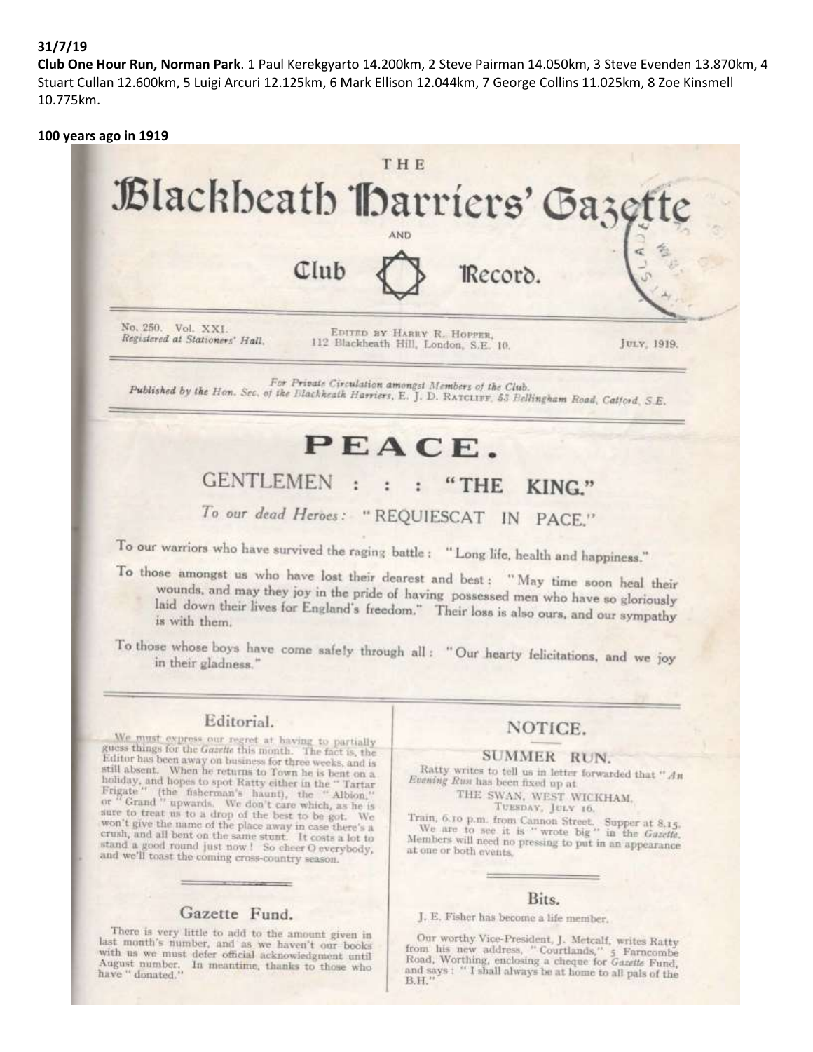**31/7/19**

**Club One Hour Run, Norman Park**. 1 Paul Kerekgyarto 14.200km, 2 Steve Pairman 14.050km, 3 Steve Evenden 13.870km, 4 Stuart Cullan 12.600km, 5 Luigi Arcuri 12.125km, 6 Mark Ellison 12.044km, 7 George Collins 11.025km, 8 Zoe Kinsmell 10.775km.

**100 years ago in 1919**

# THE Blackheath Harriers' Gazette AND Club Record.

No. 250. Vol. XXI.
*Registered at Stationers' Hall.*

EDITED BY HARRY R. HOPPER,
112 Blackheath Hill, London, S.E. 10.

JULY, 1919.

*For Private Circulation amongst Members of the Club.*
*Published by the Hon. Sec. of the Blackheath Harriers,* E. J. D. RATCLIFF, *53 Bellingham Road, Catford, S.E.*

# PEACE.

## GENTLEMEN : : : "THE KING."

*To our dead Heroes:* "REQUIESCAT IN PACE."

To our warriors who have survived the raging battle: "Long life, health and happiness."

To those amongst us who have lost their dearest and best: "May time soon heal their wounds, and may they joy in the pride of having possessed men who have so gloriously laid down their lives for England's freedom." Their loss is also ours, and our sympathy is with them.

To those whose boys have come safely through all: "Our hearty felicitations, and we joy in their gladness."

### Editorial.

We must express our regret at having to partially guess things for the *Gazette* this month. The fact is, the Editor has been away on business for three weeks, and is still absent. When he returns to Town he is bent on a holiday, and hopes to spot Ratty either in the "Tartar Frigate" (the fisherman's haunt), the "Albion," or "Grand" upwards. We don't care which, as he is sure to treat us to a drop of the best to be got. We won't give the name of the place away in case there's a crush, and all bent on the same stunt. It costs a lot to stand a good round just now! So cheer O everybody, and we'll toast the coming cross-country season.

### Gazette Fund.

There is very little to add to the amount given in last month's number, and as we haven't our books with us we must defer official acknowledgment until August number. In meantime, thanks to those who have "donated."

### NOTICE.

#### SUMMER RUN.

Ratty writes to tell us in letter forwarded that "*An Evening Run* has been fixed up at

THE SWAN, WEST WICKHAM,
TUESDAY, JULY 16.

Train, 6.10 p.m. from Cannon Street. Supper at 8.15.

We are to see it is "wrote big" in the *Gazette*. Members will need no pressing to put in an appearance at one or both events.

### Bits.

J. E. Fisher has become a life member.

Our worthy Vice-President, J. Metcalf, writes Ratty from his new address, "Courtlands," 5 Farncombe Road, Worthing, enclosing a cheque for *Gazette* Fund, and says: "I shall always be at home to all pals of the B.H."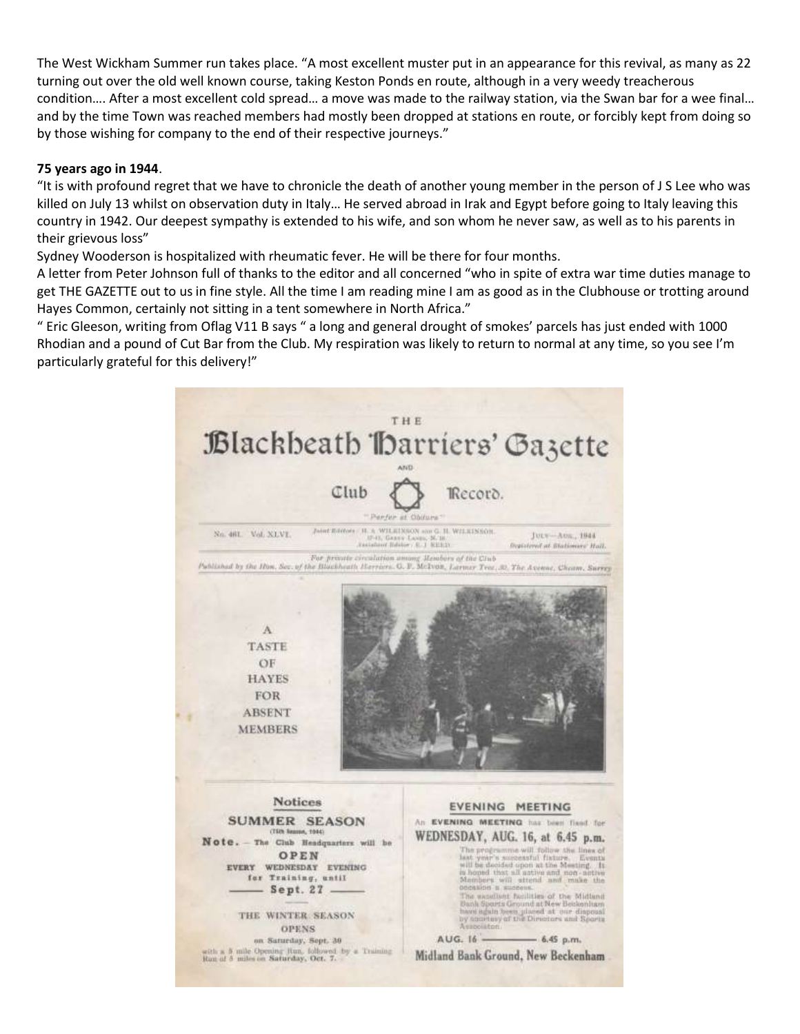The West Wickham Summer run takes place. "A most excellent muster put in an appearance for this revival, as many as 22 turning out over the old well known course, taking Keston Ponds en route, although in a very weedy treacherous condition…. After a most excellent cold spread… a move was made to the railway station, via the Swan bar for a wee final… and by the time Town was reached members had mostly been dropped at stations en route, or forcibly kept from doing so by those wishing for company to the end of their respective journeys."

**75 years ago in 1944**.

"It is with profound regret that we have to chronicle the death of another young member in the person of J S Lee who was killed on July 13 whilst on observation duty in Italy… He served abroad in Irak and Egypt before going to Italy leaving this country in 1942. Our deepest sympathy is extended to his wife, and son whom he never saw, as well as to his parents in their grievous loss"

Sydney Wooderson is hospitalized with rheumatic fever. He will be there for four months.

A letter from Peter Johnson full of thanks to the editor and all concerned "who in spite of extra war time duties manage to get THE GAZETTE out to us in fine style. All the time I am reading mine I am as good as in the Clubhouse or trotting around Hayes Common, certainly not sitting in a tent somewhere in North Africa."

" Eric Gleeson, writing from Oflag V11 B says " a long and general drought of smokes' parcels has just ended with 1000 Rhodian and a pound of Cut Bar from the Club. My respiration was likely to return to normal at any time, so you see I'm particularly grateful for this delivery!"

THE

# Blackheath Harriers' Gazette

AND

Club Record.

"Perfer et Obdura"

No. 461. Vol. XLVI. Joint Editors: H. A. WILKINSON and G. H. WILKINSON. 17-19, Garry Lanes, N. 16. Assistant Editor: E. J. REED. July—Aug., 1944. Registered at Stationers' Hall.

For private circulation among Members of the Club

Published by the Hon. Sec. of the Blackheath Harriers. G. F. McIvor, Larmer Tree, 30, The Avenue, Cheam, Surrey

A TASTE OF HAYES FOR ABSENT MEMBERS

**Notices**

**SUMMER SEASON**

(75th Season, 1944)

**Note.** — The Club Headquarters will be

**OPEN**

EVERY WEDNESDAY EVENING for Training, until

— Sept. 27 —

THE WINTER SEASON OPENS on Saturday, Sept. 30 with a 5 mile Opening Run, followed by a Training Run of 5 miles on Saturday, Oct. 7.

**EVENING MEETING**

An EVENING MEETING has been fixed for

**WEDNESDAY, AUG. 16, at 6.45 p.m.**

The programme will follow the lines of last year's successful fixture. Events will be decided upon at the Meeting. It is hoped that all active and non-active Members will attend and make the occasion a success.

The excellent facilities of the Midland Bank Sports Ground at New Beckenham have again been placed at our disposal by courtesy of the Directors and Sports Association.

AUG. 16 — 6.45 p.m.

**Midland Bank Ground, New Beckenham**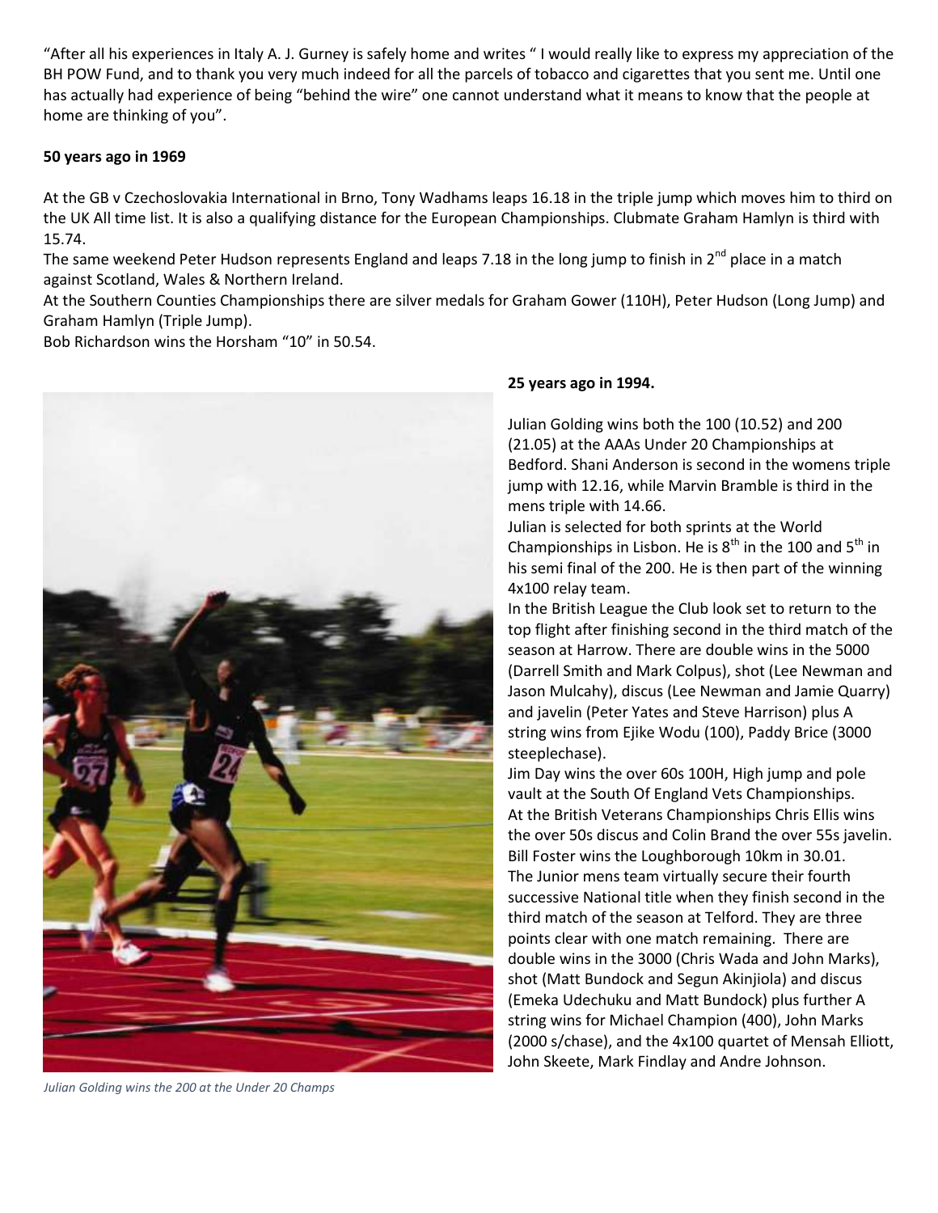"After all his experiences in Italy A. J. Gurney is safely home and writes " I would really like to express my appreciation of the BH POW Fund, and to thank you very much indeed for all the parcels of tobacco and cigarettes that you sent me. Until one has actually had experience of being "behind the wire" one cannot understand what it means to know that the people at home are thinking of you".

**50 years ago in 1969**

At the GB v Czechoslovakia International in Brno, Tony Wadhams leaps 16.18 in the triple jump which moves him to third on the UK All time list. It is also a qualifying distance for the European Championships. Clubmate Graham Hamlyn is third with 15.74.

The same weekend Peter Hudson represents England and leaps 7.18 in the long jump to finish in 2nd place in a match against Scotland, Wales & Northern Ireland.

At the Southern Counties Championships there are silver medals for Graham Gower (110H), Peter Hudson (Long Jump) and Graham Hamlyn (Triple Jump).

Bob Richardson wins the Horsham "10" in 50.54.

*Julian Golding wins the 200 at the Under 20 Champs*

**25 years ago in 1994.**

Julian Golding wins both the 100 (10.52) and 200 (21.05) at the AAAs Under 20 Championships at Bedford. Shani Anderson is second in the womens triple jump with 12.16, while Marvin Bramble is third in the mens triple with 14.66.

Julian is selected for both sprints at the World Championships in Lisbon. He is 8th in the 100 and 5th in his semi final of the 200. He is then part of the winning 4x100 relay team.

In the British League the Club look set to return to the top flight after finishing second in the third match of the season at Harrow. There are double wins in the 5000 (Darrell Smith and Mark Colpus), shot (Lee Newman and Jason Mulcahy), discus (Lee Newman and Jamie Quarry) and javelin (Peter Yates and Steve Harrison) plus A string wins from Ejike Wodu (100), Paddy Brice (3000 steeplechase).

Jim Day wins the over 60s 100H, High jump and pole vault at the South Of England Vets Championships.

At the British Veterans Championships Chris Ellis wins the over 50s discus and Colin Brand the over 55s javelin.

Bill Foster wins the Loughborough 10km in 30.01.

The Junior mens team virtually secure their fourth successive National title when they finish second in the third match of the season at Telford. They are three points clear with one match remaining. There are double wins in the 3000 (Chris Wada and John Marks), shot (Matt Bundock and Segun Akinjiola) and discus (Emeka Udechuku and Matt Bundock) plus further A string wins for Michael Champion (400), John Marks (2000 s/chase), and the 4x100 quartet of Mensah Elliott, John Skeete, Mark Findlay and Andre Johnson.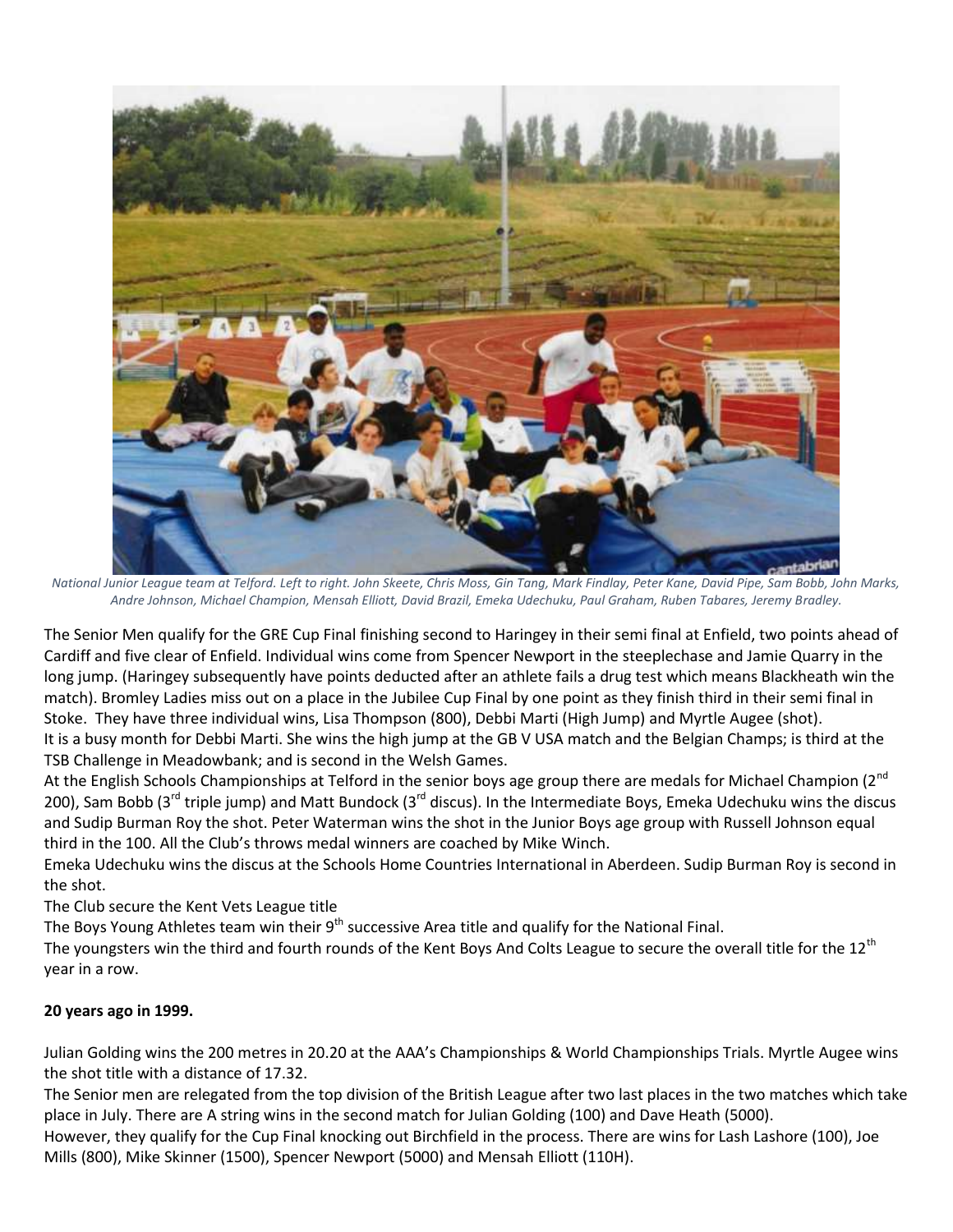*National Junior League team at Telford. Left to right. John Skeete, Chris Moss, Gin Tang, Mark Findlay, Peter Kane, David Pipe, Sam Bobb, John Marks, Andre Johnson, Michael Champion, Mensah Elliott, David Brazil, Emeka Udechuku, Paul Graham, Ruben Tabares, Jeremy Bradley.*

The Senior Men qualify for the GRE Cup Final finishing second to Haringey in their semi final at Enfield, two points ahead of Cardiff and five clear of Enfield. Individual wins come from Spencer Newport in the steeplechase and Jamie Quarry in the long jump. (Haringey subsequently have points deducted after an athlete fails a drug test which means Blackheath win the match). Bromley Ladies miss out on a place in the Jubilee Cup Final by one point as they finish third in their semi final in Stoke. They have three individual wins, Lisa Thompson (800), Debbi Marti (High Jump) and Myrtle Augee (shot).

It is a busy month for Debbi Marti. She wins the high jump at the GB V USA match and the Belgian Champs; is third at the TSB Challenge in Meadowbank; and is second in the Welsh Games.

At the English Schools Championships at Telford in the senior boys age group there are medals for Michael Champion (2nd 200), Sam Bobb (3rd triple jump) and Matt Bundock (3rd discus). In the Intermediate Boys, Emeka Udechuku wins the discus and Sudip Burman Roy the shot. Peter Waterman wins the shot in the Junior Boys age group with Russell Johnson equal third in the 100. All the Club's throws medal winners are coached by Mike Winch.

Emeka Udechuku wins the discus at the Schools Home Countries International in Aberdeen. Sudip Burman Roy is second in the shot.

The Club secure the Kent Vets League title

The Boys Young Athletes team win their 9th successive Area title and qualify for the National Final.

The youngsters win the third and fourth rounds of the Kent Boys And Colts League to secure the overall title for the 12th year in a row.

**20 years ago in 1999.**

Julian Golding wins the 200 metres in 20.20 at the AAA's Championships & World Championships Trials. Myrtle Augee wins the shot title with a distance of 17.32.

The Senior men are relegated from the top division of the British League after two last places in the two matches which take place in July. There are A string wins in the second match for Julian Golding (100) and Dave Heath (5000).

However, they qualify for the Cup Final knocking out Birchfield in the process. There are wins for Lash Lashore (100), Joe Mills (800), Mike Skinner (1500), Spencer Newport (5000) and Mensah Elliott (110H).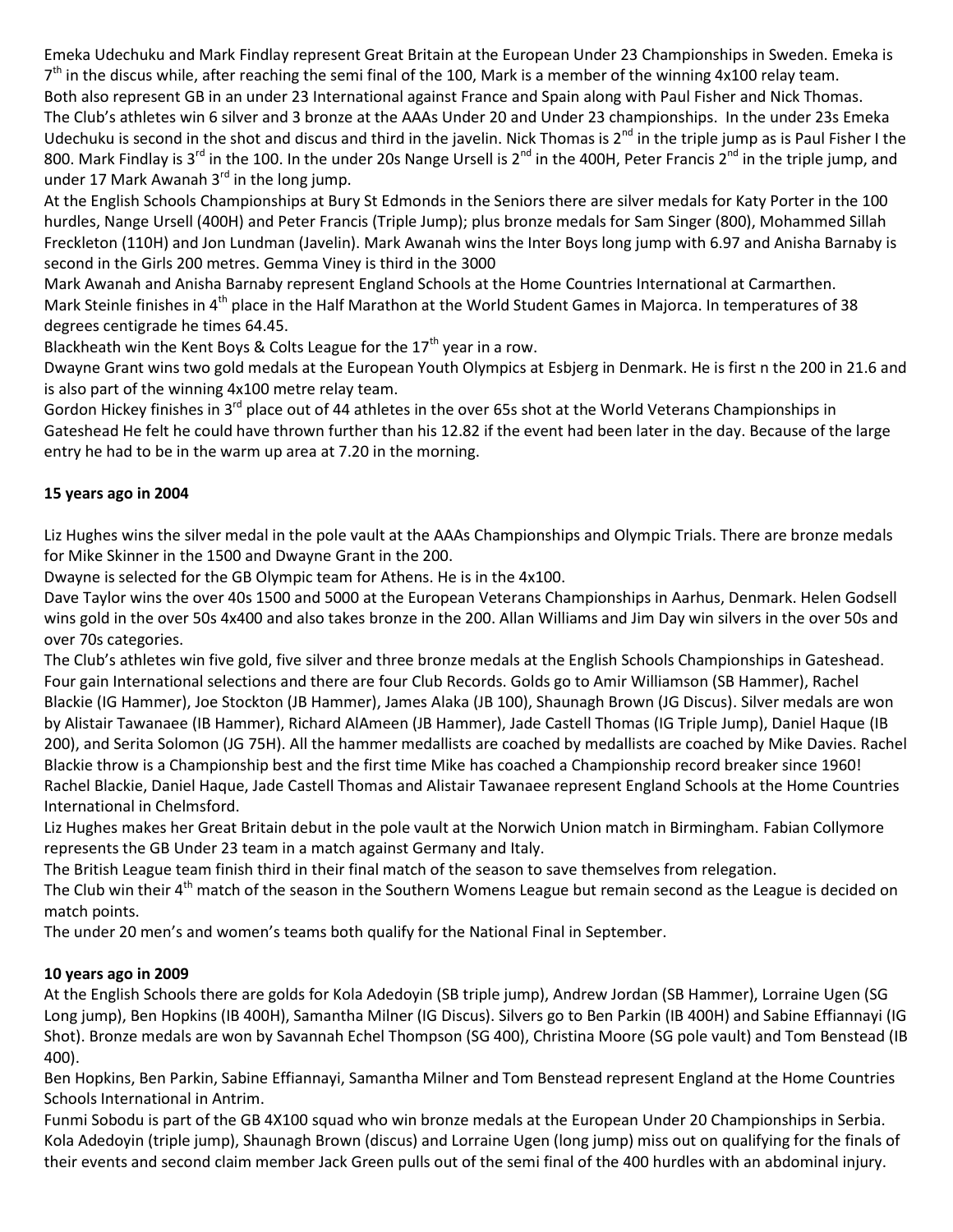Emeka Udechuku and Mark Findlay represent Great Britain at the European Under 23 Championships in Sweden. Emeka is 7th in the discus while, after reaching the semi final of the 100, Mark is a member of the winning 4x100 relay team.
Both also represent GB in an under 23 International against France and Spain along with Paul Fisher and Nick Thomas.
The Club's athletes win 6 silver and 3 bronze at the AAAs Under 20 and Under 23 championships. In the under 23s Emeka Udechuku is second in the shot and discus and third in the javelin. Nick Thomas is 2nd in the triple jump as is Paul Fisher I the 800. Mark Findlay is 3rd in the 100. In the under 20s Nange Ursell is 2nd in the 400H, Peter Francis 2nd in the triple jump, and under 17 Mark Awanah 3rd in the long jump.
At the English Schools Championships at Bury St Edmonds in the Seniors there are silver medals for Katy Porter in the 100 hurdles, Nange Ursell (400H) and Peter Francis (Triple Jump); plus bronze medals for Sam Singer (800), Mohammed Sillah Freckleton (110H) and Jon Lundman (Javelin). Mark Awanah wins the Inter Boys long jump with 6.97 and Anisha Barnaby is second in the Girls 200 metres. Gemma Viney is third in the 3000
Mark Awanah and Anisha Barnaby represent England Schools at the Home Countries International at Carmarthen.
Mark Steinle finishes in 4th place in the Half Marathon at the World Student Games in Majorca. In temperatures of 38 degrees centigrade he times 64.45.
Blackheath win the Kent Boys & Colts League for the 17th year in a row.
Dwayne Grant wins two gold medals at the European Youth Olympics at Esbjerg in Denmark. He is first n the 200 in 21.6 and is also part of the winning 4x100 metre relay team.
Gordon Hickey finishes in 3rd place out of 44 athletes in the over 65s shot at the World Veterans Championships in Gateshead He felt he could have thrown further than his 12.82 if the event had been later in the day. Because of the large entry he had to be in the warm up area at 7.20 in the morning.

**15 years ago in 2004**

Liz Hughes wins the silver medal in the pole vault at the AAAs Championships and Olympic Trials. There are bronze medals for Mike Skinner in the 1500 and Dwayne Grant in the 200.
Dwayne is selected for the GB Olympic team for Athens. He is in the 4x100.
Dave Taylor wins the over 40s 1500 and 5000 at the European Veterans Championships in Aarhus, Denmark. Helen Godsell wins gold in the over 50s 4x400 and also takes bronze in the 200. Allan Williams and Jim Day win silvers in the over 50s and over 70s categories.
The Club's athletes win five gold, five silver and three bronze medals at the English Schools Championships in Gateshead. Four gain International selections and there are four Club Records. Golds go to Amir Williamson (SB Hammer), Rachel Blackie (IG Hammer), Joe Stockton (JB Hammer), James Alaka (JB 100), Shaunagh Brown (JG Discus). Silver medals are won by Alistair Tawanaee (IB Hammer), Richard AlAmeen (JB Hammer), Jade Castell Thomas (IG Triple Jump), Daniel Haque (IB 200), and Serita Solomon (JG 75H). All the hammer medallists are coached by medallists are coached by Mike Davies. Rachel Blackie throw is a Championship best and the first time Mike has coached a Championship record breaker since 1960! Rachel Blackie, Daniel Haque, Jade Castell Thomas and Alistair Tawanaee represent England Schools at the Home Countries International in Chelmsford.
Liz Hughes makes her Great Britain debut in the pole vault at the Norwich Union match in Birmingham. Fabian Collymore represents the GB Under 23 team in a match against Germany and Italy.
The British League team finish third in their final match of the season to save themselves from relegation.
The Club win their 4th match of the season in the Southern Womens League but remain second as the League is decided on match points.
The under 20 men's and women's teams both qualify for the National Final in September.

**10 years ago in 2009**

At the English Schools there are golds for Kola Adedoyin (SB triple jump), Andrew Jordan (SB Hammer), Lorraine Ugen (SG Long jump), Ben Hopkins (IB 400H), Samantha Milner (IG Discus). Silvers go to Ben Parkin (IB 400H) and Sabine Effiannayi (IG Shot). Bronze medals are won by Savannah Echel Thompson (SG 400), Christina Moore (SG pole vault) and Tom Benstead (IB 400).
Ben Hopkins, Ben Parkin, Sabine Effiannayi, Samantha Milner and Tom Benstead represent England at the Home Countries Schools International in Antrim.
Funmi Sobodu is part of the GB 4X100 squad who win bronze medals at the European Under 20 Championships in Serbia. Kola Adedoyin (triple jump), Shaunagh Brown (discus) and Lorraine Ugen (long jump) miss out on qualifying for the finals of their events and second claim member Jack Green pulls out of the semi final of the 400 hurdles with an abdominal injury.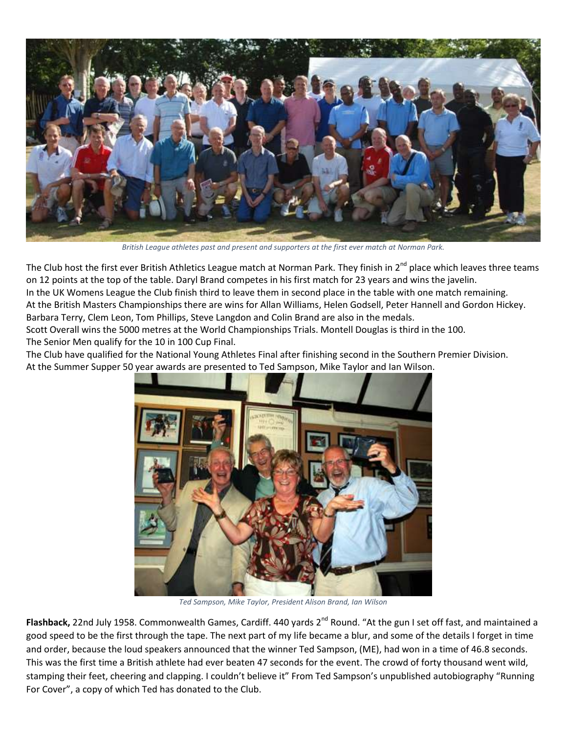*British League athletes past and present and supporters at the first ever match at Norman Park.*

The Club host the first ever British Athletics League match at Norman Park. They finish in 2nd place which leaves three teams on 12 points at the top of the table. Daryl Brand competes in his first match for 23 years and wins the javelin.
In the UK Womens League the Club finish third to leave them in second place in the table with one match remaining.
At the British Masters Championships there are wins for Allan Williams, Helen Godsell, Peter Hannell and Gordon Hickey. Barbara Terry, Clem Leon, Tom Phillips, Steve Langdon and Colin Brand are also in the medals.
Scott Overall wins the 5000 metres at the World Championships Trials. Montell Douglas is third in the 100.
The Senior Men qualify for the 10 in 100 Cup Final.
The Club have qualified for the National Young Athletes Final after finishing second in the Southern Premier Division.
At the Summer Supper 50 year awards are presented to Ted Sampson, Mike Taylor and Ian Wilson.

*Ted Sampson, Mike Taylor, President Alison Brand, Ian Wilson*

**Flashback,** 22nd July 1958. Commonwealth Games, Cardiff. 440 yards 2nd Round. "At the gun I set off fast, and maintained a good speed to be the first through the tape. The next part of my life became a blur, and some of the details I forget in time and order, because the loud speakers announced that the winner Ted Sampson, (ME), had won in a time of 46.8 seconds. This was the first time a British athlete had ever beaten 47 seconds for the event. The crowd of forty thousand went wild, stamping their feet, cheering and clapping. I couldn't believe it" From Ted Sampson's unpublished autobiography "Running For Cover", a copy of which Ted has donated to the Club.